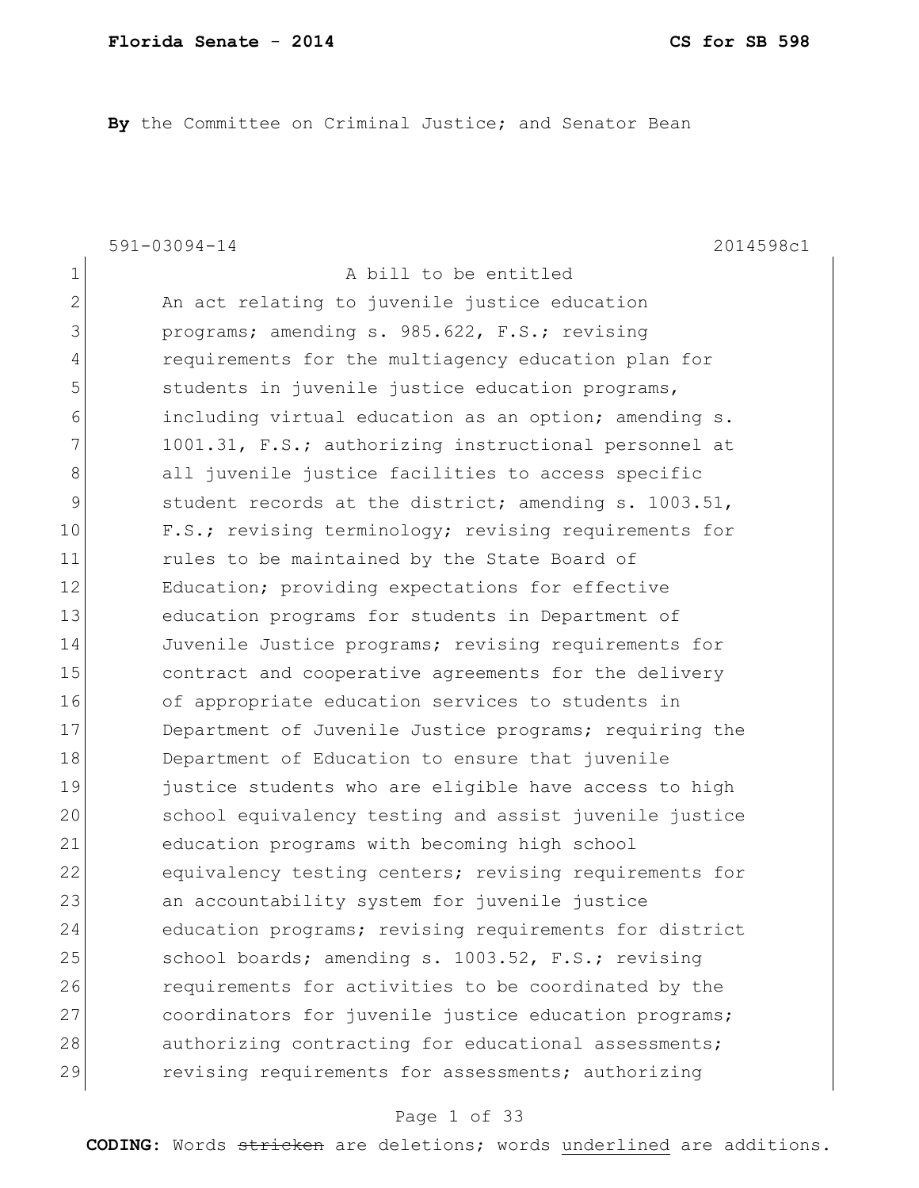**By** the Committee on Criminal Justice; and Senator Bean

591-03094-14 2014598c1

1 A bill to be entitled
2 An act relating to juvenile justice education
3 programs; amending s. 985.622, F.S.; revising
4 requirements for the multiagency education plan for
5 students in juvenile justice education programs,
6 including virtual education as an option; amending s.
7 1001.31, F.S.; authorizing instructional personnel at
8 all juvenile justice facilities to access specific
9 student records at the district; amending s. 1003.51,
10 F.S.; revising terminology; revising requirements for
11 rules to be maintained by the State Board of
12 Education; providing expectations for effective
13 education programs for students in Department of
14 Juvenile Justice programs; revising requirements for
15 contract and cooperative agreements for the delivery
16 of appropriate education services to students in
17 Department of Juvenile Justice programs; requiring the
18 Department of Education to ensure that juvenile
19 justice students who are eligible have access to high
20 school equivalency testing and assist juvenile justice
21 education programs with becoming high school
22 equivalency testing centers; revising requirements for
23 an accountability system for juvenile justice
24 education programs; revising requirements for district
25 school boards; amending s. 1003.52, F.S.; revising
26 requirements for activities to be coordinated by the
27 coordinators for juvenile justice education programs;
28 authorizing contracting for educational assessments;
29 revising requirements for assessments; authorizing

**CODING:** Words ~~stricken~~ are deletions; words underlined are additions.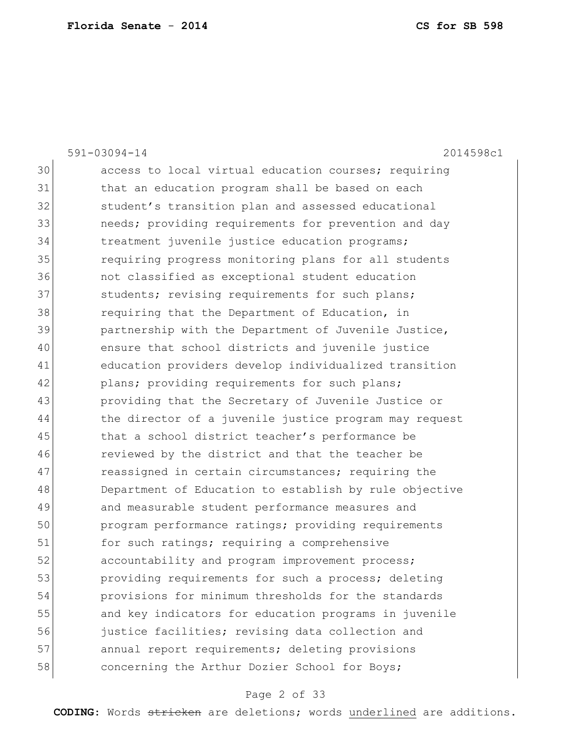591-03094-14 2014598c1

30 access to local virtual education courses; requiring
31 that an education program shall be based on each
32 student's transition plan and assessed educational
33 needs; providing requirements for prevention and day
34 treatment juvenile justice education programs;
35 requiring progress monitoring plans for all students
36 not classified as exceptional student education
37 students; revising requirements for such plans;
38 requiring that the Department of Education, in
39 partnership with the Department of Juvenile Justice,
40 ensure that school districts and juvenile justice
41 education providers develop individualized transition
42 plans; providing requirements for such plans;
43 providing that the Secretary of Juvenile Justice or
44 the director of a juvenile justice program may request
45 that a school district teacher's performance be
46 reviewed by the district and that the teacher be
47 reassigned in certain circumstances; requiring the
48 Department of Education to establish by rule objective
49 and measurable student performance measures and
50 program performance ratings; providing requirements
51 for such ratings; requiring a comprehensive
52 accountability and program improvement process;
53 providing requirements for such a process; deleting
54 provisions for minimum thresholds for the standards
55 and key indicators for education programs in juvenile
56 justice facilities; revising data collection and
57 annual report requirements; deleting provisions
58 concerning the Arthur Dozier School for Boys;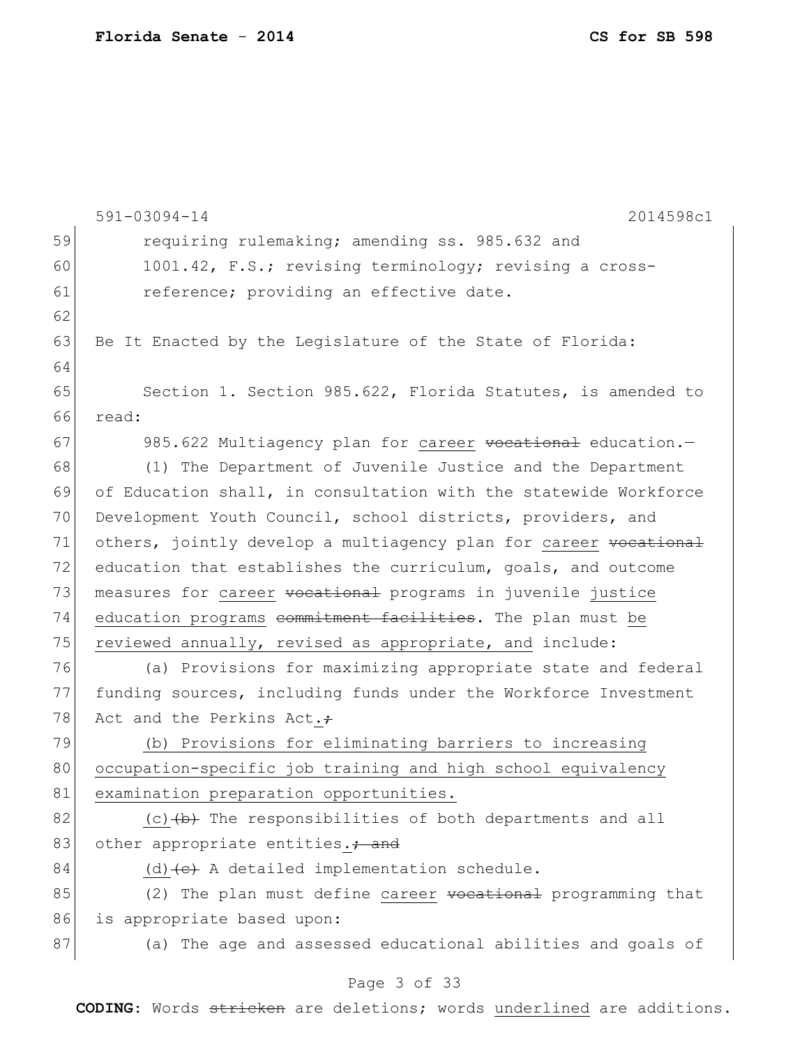requiring rulemaking; amending ss. 985.632 and 1001.42, F.S.; revising terminology; revising a cross-reference; providing an effective date.

Be It Enacted by the Legislature of the State of Florida:

Section 1. Section 985.622, Florida Statutes, is amended to read:

985.622 Multiagency plan for <u>career</u> ~~vocational~~ education.—

(1) The Department of Juvenile Justice and the Department of Education shall, in consultation with the statewide Workforce Development Youth Council, school districts, providers, and others, jointly develop a multiagency plan for <u>career</u> ~~vocational~~ education that establishes the curriculum, goals, and outcome measures for <u>career</u> ~~vocational~~ programs in juvenile <u>justice education programs</u> ~~commitment facilities~~. The plan must <u>be reviewed annually, revised as appropriate, and</u> include:

(a) Provisions for maximizing appropriate state and federal funding sources, including funds under the Workforce Investment Act and the Perkins Act<u>.</u>~~;~~

<u>(b) Provisions for eliminating barriers to increasing occupation-specific job training and high school equivalency examination preparation opportunities.</u>

<u>(c)</u>~~(b)~~ The responsibilities of both departments and all other appropriate entities<u>.</u>~~; and~~

<u>(d)</u>~~(c)~~ A detailed implementation schedule.

(2) The plan must define <u>career</u> ~~vocational~~ programming that is appropriate based upon:

(a) The age and assessed educational abilities and goals of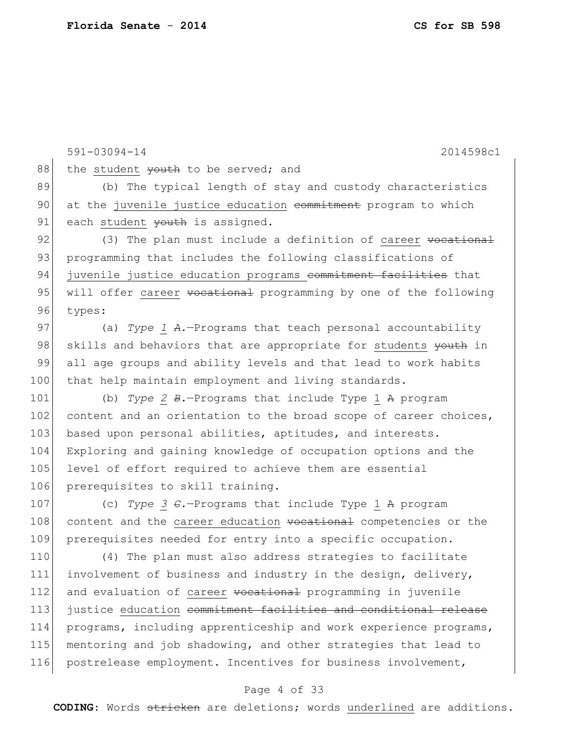591-03094-14 2014598c1

88 the student ~~youth~~ to be served; and

89 (b) The typical length of stay and custody characteristics
90 at the juvenile justice education ~~commitment~~ program to which
91 each student ~~youth~~ is assigned.

92 (3) The plan must include a definition of career ~~vocational~~
93 programming that includes the following classifications of
94 juvenile justice education programs ~~commitment facilities~~ that
95 will offer career ~~vocational~~ programming by one of the following
96 types:

97 (a) *Type 1* ~~*A.*~~—Programs that teach personal accountability
98 skills and behaviors that are appropriate for students ~~youth~~ in
99 all age groups and ability levels and that lead to work habits
100 that help maintain employment and living standards.

101 (b) *Type 2* ~~*B.*~~—Programs that include Type 1 ~~A~~ program
102 content and an orientation to the broad scope of career choices,
103 based upon personal abilities, aptitudes, and interests.
104 Exploring and gaining knowledge of occupation options and the
105 level of effort required to achieve them are essential
106 prerequisites to skill training.

107 (c) *Type 3* ~~*C.*~~—Programs that include Type 1 ~~A~~ program
108 content and the career education ~~vocational~~ competencies or the
109 prerequisites needed for entry into a specific occupation.

110 (4) The plan must also address strategies to facilitate
111 involvement of business and industry in the design, delivery,
112 and evaluation of career ~~vocational~~ programming in juvenile
113 justice education ~~commitment facilities and conditional release~~
114 programs, including apprenticeship and work experience programs,
115 mentoring and job shadowing, and other strategies that lead to
116 postrelease employment. Incentives for business involvement,

**CODING:** Words ~~stricken~~ are deletions; words underlined are additions.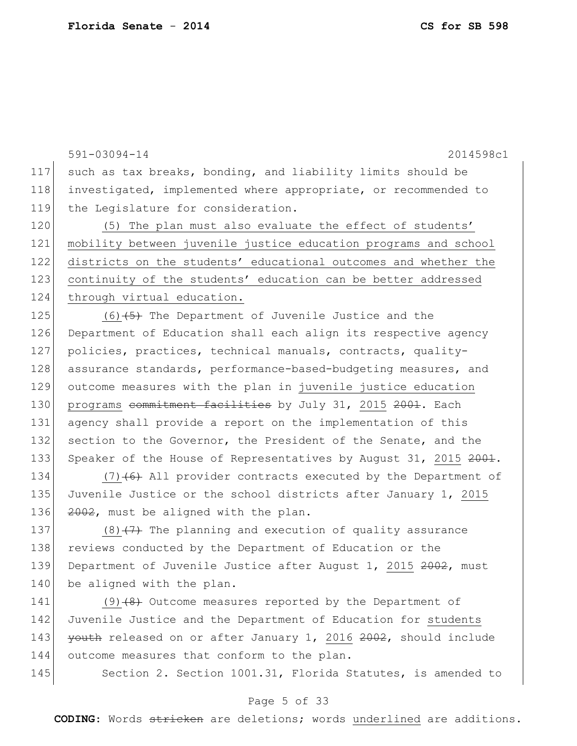such as tax breaks, bonding, and liability limits should be investigated, implemented where appropriate, or recommended to the Legislature for consideration.

<u>(5) The plan must also evaluate the effect of students' mobility between juvenile justice education programs and school districts on the students' educational outcomes and whether the continuity of the students' education can be better addressed through virtual education.</u>

<u>(6)</u>~~(5)~~ The Department of Juvenile Justice and the Department of Education shall each align its respective agency policies, practices, technical manuals, contracts, quality-assurance standards, performance-based-budgeting measures, and outcome measures with the plan in <u>juvenile justice education programs</u> ~~commitment facilities~~ by July 31, <u>2015</u> ~~2001~~. Each agency shall provide a report on the implementation of this section to the Governor, the President of the Senate, and the Speaker of the House of Representatives by August 31, <u>2015</u> ~~2001~~.

<u>(7)</u>~~(6)~~ All provider contracts executed by the Department of Juvenile Justice or the school districts after January 1, <u>2015</u> ~~2002~~, must be aligned with the plan.

<u>(8)</u>~~(7)~~ The planning and execution of quality assurance reviews conducted by the Department of Education or the Department of Juvenile Justice after August 1, <u>2015</u> ~~2002~~, must be aligned with the plan.

<u>(9)</u>~~(8)~~ Outcome measures reported by the Department of Juvenile Justice and the Department of Education for <u>students</u> ~~youth~~ released on or after January 1, <u>2016</u> ~~2002~~, should include outcome measures that conform to the plan.

Section 2. Section 1001.31, Florida Statutes, is amended to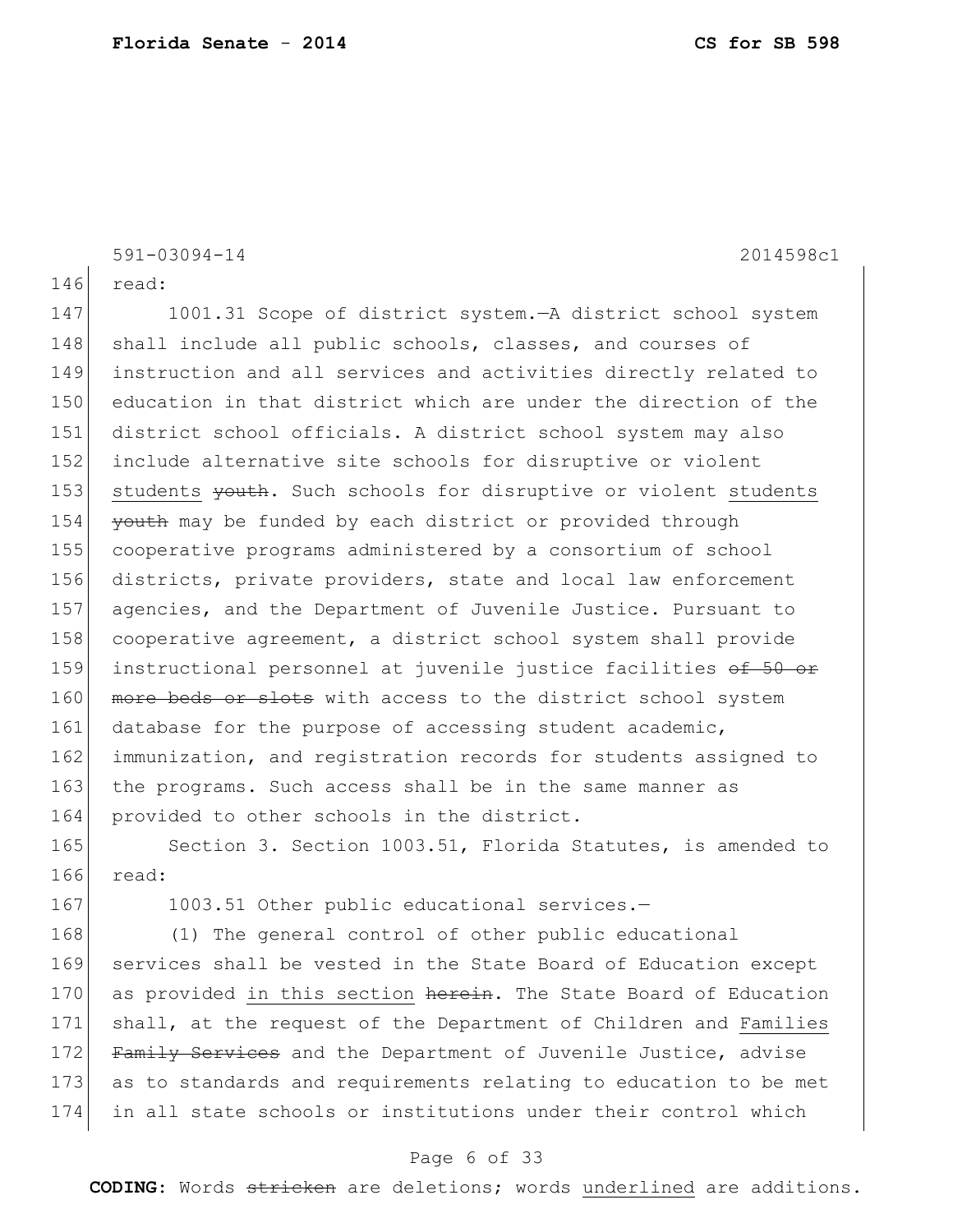591-03094-14 2014598c1

read:

1001.31 Scope of district system.—A district school system shall include all public schools, classes, and courses of instruction and all services and activities directly related to education in that district which are under the direction of the district school officials. A district school system may also include alternative site schools for disruptive or violent <u>students</u> ~~youth~~. Such schools for disruptive or violent <u>students</u> ~~youth~~ may be funded by each district or provided through cooperative programs administered by a consortium of school districts, private providers, state and local law enforcement agencies, and the Department of Juvenile Justice. Pursuant to cooperative agreement, a district school system shall provide instructional personnel at juvenile justice facilities ~~of 50 or more beds or slots~~ with access to the district school system database for the purpose of accessing student academic, immunization, and registration records for students assigned to the programs. Such access shall be in the same manner as provided to other schools in the district.

Section 3. Section 1003.51, Florida Statutes, is amended to read:

1003.51 Other public educational services.—

(1) The general control of other public educational services shall be vested in the State Board of Education except as provided <u>in this section</u> ~~herein~~. The State Board of Education shall, at the request of the Department of Children and <u>Families</u> ~~Family Services~~ and the Department of Juvenile Justice, advise as to standards and requirements relating to education to be met in all state schools or institutions under their control which

**CODING:** Words ~~stricken~~ are deletions; words <u>underlined</u> are additions.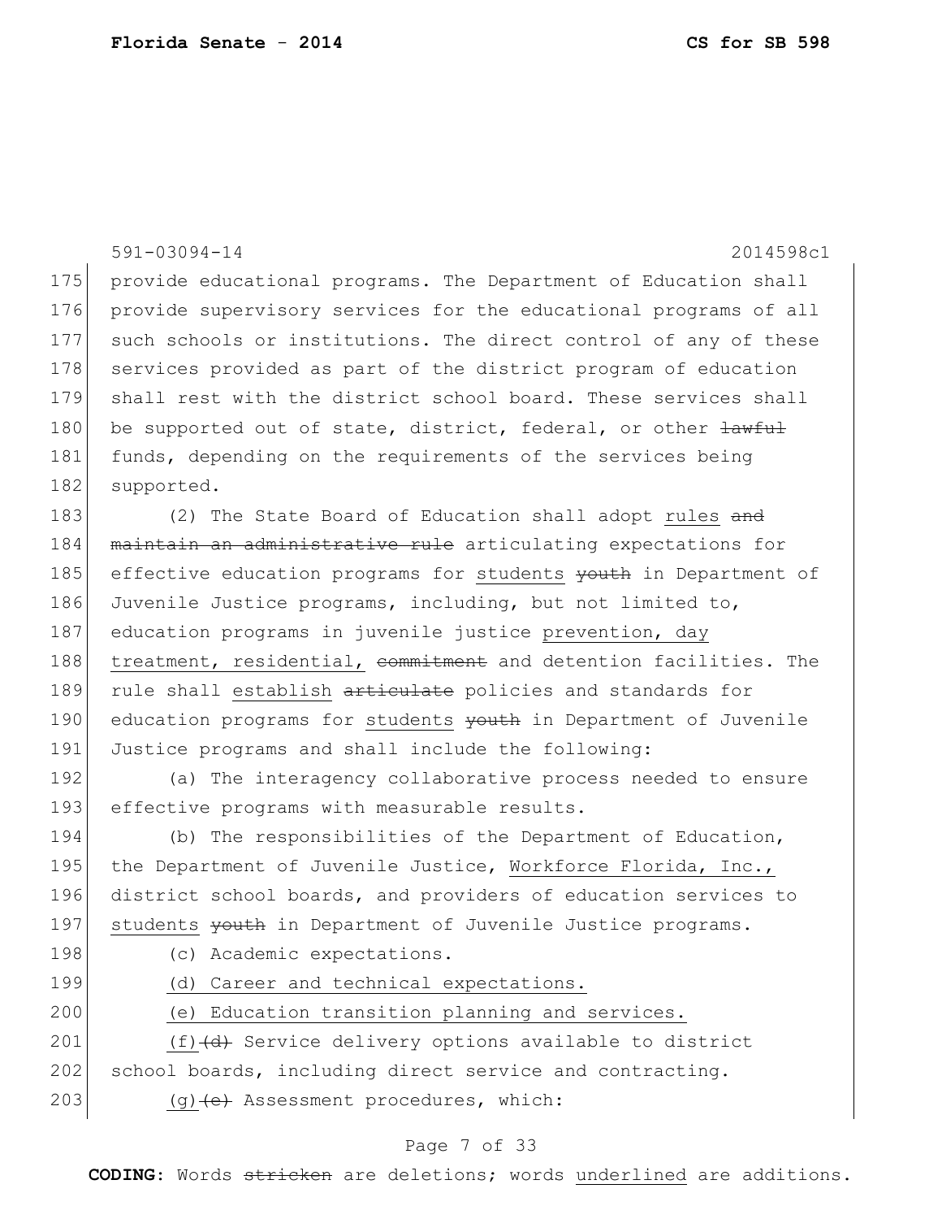591-03094-14 2014598c1

175 provide educational programs. The Department of Education shall
176 provide supervisory services for the educational programs of all
177 such schools or institutions. The direct control of any of these
178 services provided as part of the district program of education
179 shall rest with the district school board. These services shall
180 be supported out of state, district, federal, or other ~~lawful~~
181 funds, depending on the requirements of the services being
182 supported.

183 (2) The State Board of Education shall adopt <u>rules</u> ~~and~~
184 ~~maintain an administrative rule~~ articulating expectations for
185 effective education programs for <u>students</u> ~~youth~~ in Department of
186 Juvenile Justice programs, including, but not limited to,
187 education programs in juvenile justice <u>prevention, day</u>
188 <u>treatment, residential,</u> ~~commitment~~ and detention facilities. The
189 rule shall <u>establish</u> ~~articulate~~ policies and standards for
190 education programs for <u>students</u> ~~youth~~ in Department of Juvenile
191 Justice programs and shall include the following:

192 (a) The interagency collaborative process needed to ensure
193 effective programs with measurable results.

194 (b) The responsibilities of the Department of Education,
195 the Department of Juvenile Justice, <u>Workforce Florida, Inc.,</u>
196 district school boards, and providers of education services to
197 <u>students</u> ~~youth~~ in Department of Juvenile Justice programs.

198 (c) Academic expectations.

199 <u>(d) Career and technical expectations.</u>

200 <u>(e) Education transition planning and services.</u>

201 <u>(f)</u>~~(d)~~ Service delivery options available to district
202 school boards, including direct service and contracting.

203 <u>(g)</u>~~(e)~~ Assessment procedures, which: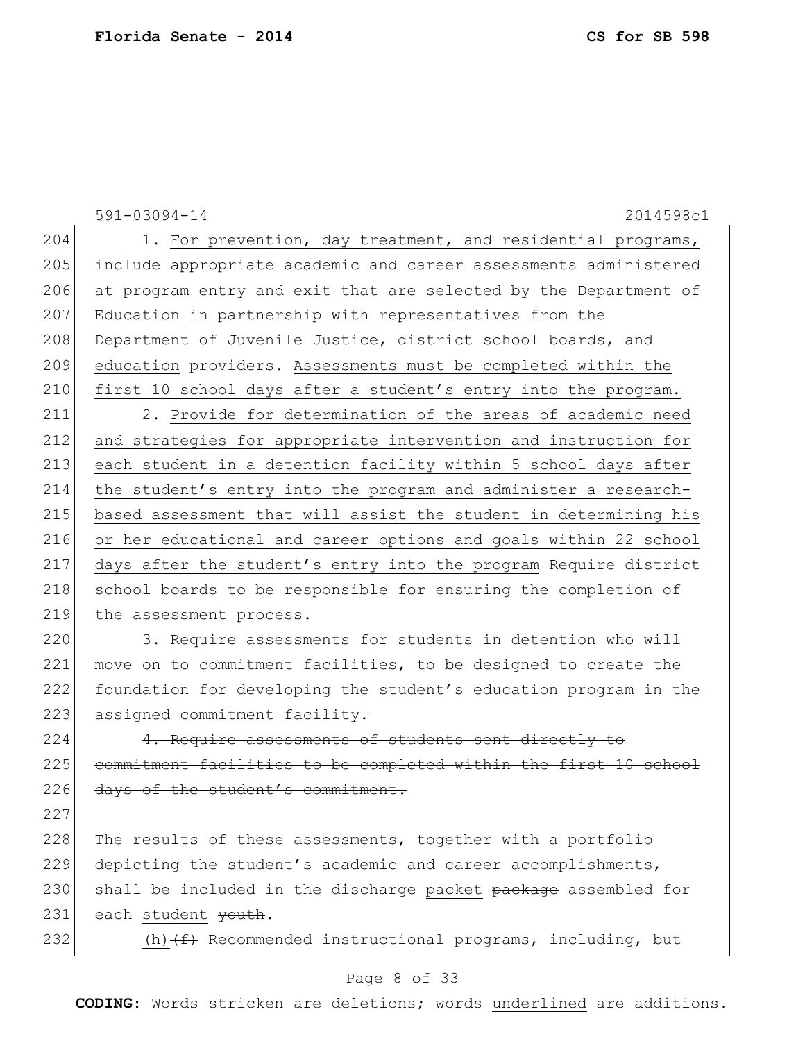591-03094-14 2014598c1

1. <u>For prevention, day treatment, and residential programs,</u> include appropriate academic and career assessments administered at program entry and exit that are selected by the Department of Education in partnership with representatives from the Department of Juvenile Justice, district school boards, and <u>education</u> providers. <u>Assessments must be completed within the first 10 school days after a student's entry into the program.</u>

2. <u>Provide for determination of the areas of academic need and strategies for appropriate intervention and instruction for each student in a detention facility within 5 school days after the student's entry into the program and administer a research-based assessment that will assist the student in determining his or her educational and career options and goals within 22 school days after the student's entry into the program</u> ~~Require district school boards to be responsible for ensuring the completion of the assessment process~~.

~~3. Require assessments for students in detention who will move on to commitment facilities, to be designed to create the foundation for developing the student's education program in the assigned commitment facility.~~

~~4. Require assessments of students sent directly to commitment facilities to be completed within the first 10 school days of the student's commitment.~~

The results of these assessments, together with a portfolio depicting the student's academic and career accomplishments, shall be included in the discharge <u>packet</u> ~~package~~ assembled for each <u>student</u> ~~youth~~.

<u>(h)</u>~~(f)~~ Recommended instructional programs, including, but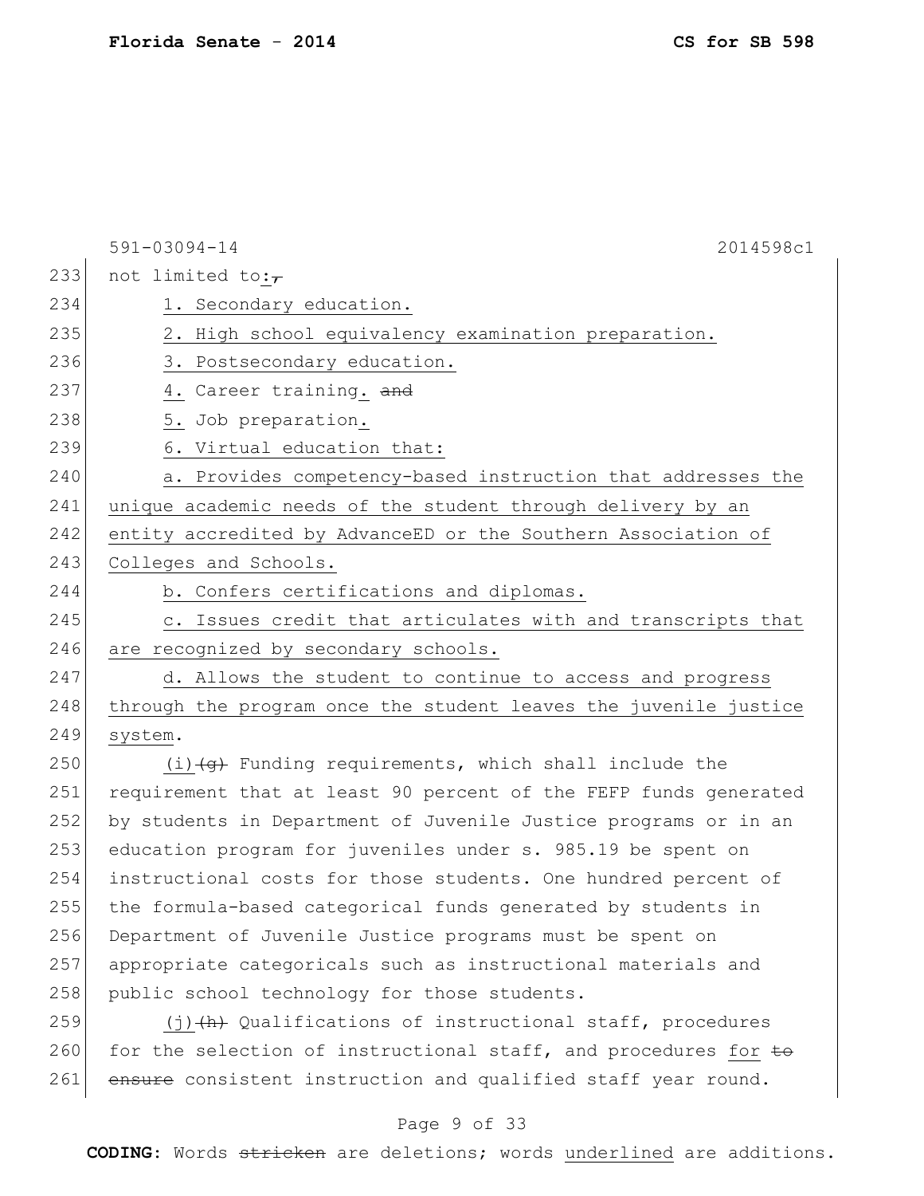591-03094-14 2014598c1

not limited to:~~,~~

1. Secondary education.

2. High school equivalency examination preparation.

3. Postsecondary education.

4. Career training. ~~and~~

5. Job preparation.

6. Virtual education that:

a. Provides competency-based instruction that addresses the unique academic needs of the student through delivery by an entity accredited by AdvanceED or the Southern Association of Colleges and Schools.

b. Confers certifications and diplomas.

c. Issues credit that articulates with and transcripts that are recognized by secondary schools.

d. Allows the student to continue to access and progress through the program once the student leaves the juvenile justice system.

(i)~~(g)~~ Funding requirements, which shall include the requirement that at least 90 percent of the FEFP funds generated by students in Department of Juvenile Justice programs or in an education program for juveniles under s. 985.19 be spent on instructional costs for those students. One hundred percent of the formula-based categorical funds generated by students in Department of Juvenile Justice programs must be spent on appropriate categoricals such as instructional materials and public school technology for those students.

(j)~~(h)~~ Qualifications of instructional staff, procedures for the selection of instructional staff, and procedures for ~~to ensure~~ consistent instruction and qualified staff year round.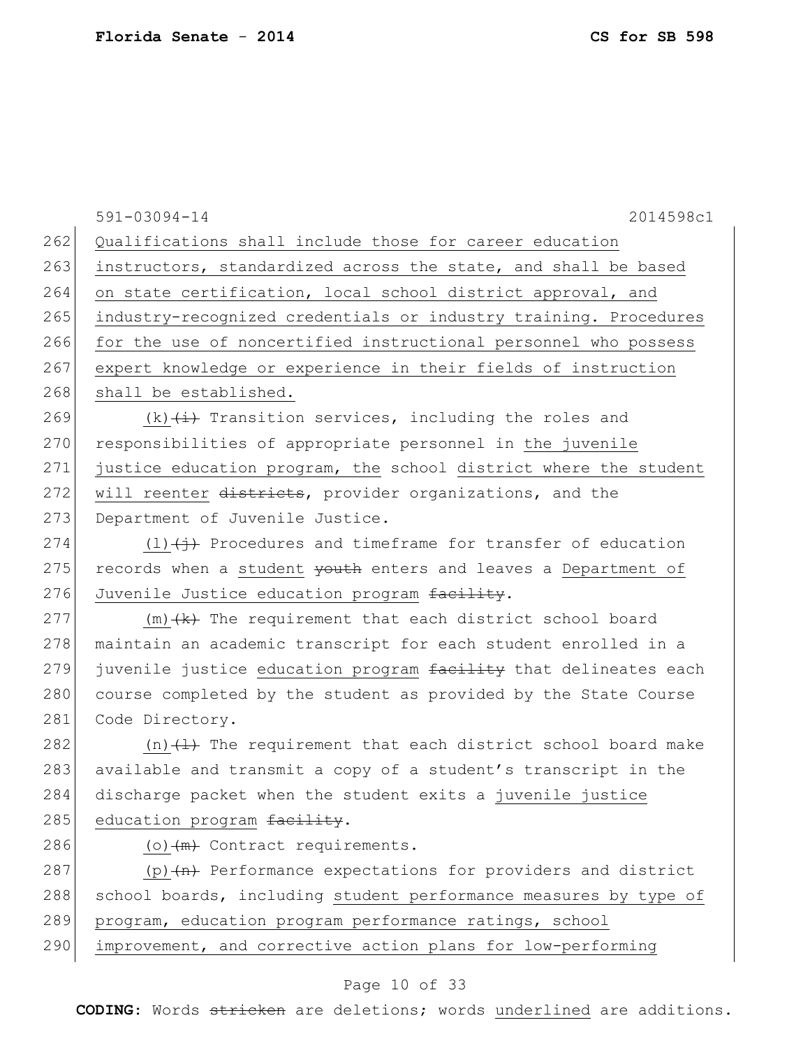Qualifications shall include those for career education instructors, standardized across the state, and shall be based on state certification, local school district approval, and industry-recognized credentials or industry training. Procedures for the use of noncertified instructional personnel who possess expert knowledge or experience in their fields of instruction shall be established.

(k)~~(i)~~ Transition services, including the roles and responsibilities of appropriate personnel in the juvenile justice education program, the school district where the student will reenter ~~districts~~, provider organizations, and the Department of Juvenile Justice.

(l)~~(j)~~ Procedures and timeframe for transfer of education records when a student ~~youth~~ enters and leaves a Department of Juvenile Justice education program ~~facility~~.

(m)~~(k)~~ The requirement that each district school board maintain an academic transcript for each student enrolled in a juvenile justice education program ~~facility~~ that delineates each course completed by the student as provided by the State Course Code Directory.

(n)~~(l)~~ The requirement that each district school board make available and transmit a copy of a student's transcript in the discharge packet when the student exits a juvenile justice education program ~~facility~~.

(o)~~(m)~~ Contract requirements.

(p)~~(n)~~ Performance expectations for providers and district school boards, including student performance measures by type of program, education program performance ratings, school improvement, and corrective action plans for low-performing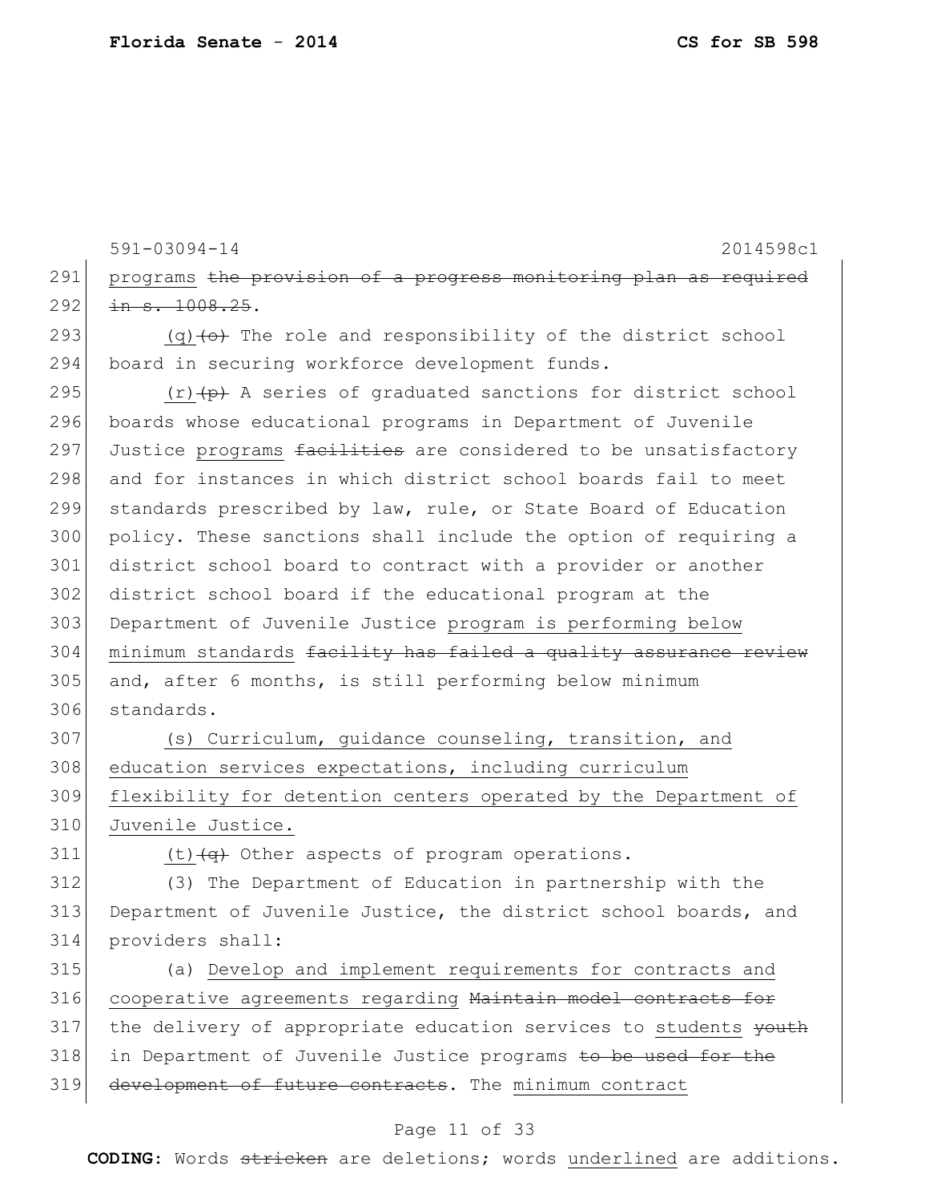591-03094-14 2014598c1

programs ~~the provision of a progress monitoring plan as required in s. 1008.25~~.

(q) ~~(o)~~ The role and responsibility of the district school board in securing workforce development funds.

(r) ~~(p)~~ A series of graduated sanctions for district school boards whose educational programs in Department of Juvenile Justice programs ~~facilities~~ are considered to be unsatisfactory and for instances in which district school boards fail to meet standards prescribed by law, rule, or State Board of Education policy. These sanctions shall include the option of requiring a district school board to contract with a provider or another district school board if the educational program at the Department of Juvenile Justice program is performing below minimum standards ~~facility has failed a quality assurance review~~ and, after 6 months, is still performing below minimum standards.

(s) Curriculum, guidance counseling, transition, and education services expectations, including curriculum flexibility for detention centers operated by the Department of Juvenile Justice.

(t) ~~(q)~~ Other aspects of program operations.

(3) The Department of Education in partnership with the Department of Juvenile Justice, the district school boards, and providers shall:

(a) Develop and implement requirements for contracts and cooperative agreements regarding ~~Maintain model contracts for~~ the delivery of appropriate education services to students ~~youth~~ in Department of Juvenile Justice programs ~~to be used for the development of future contracts~~. The minimum contract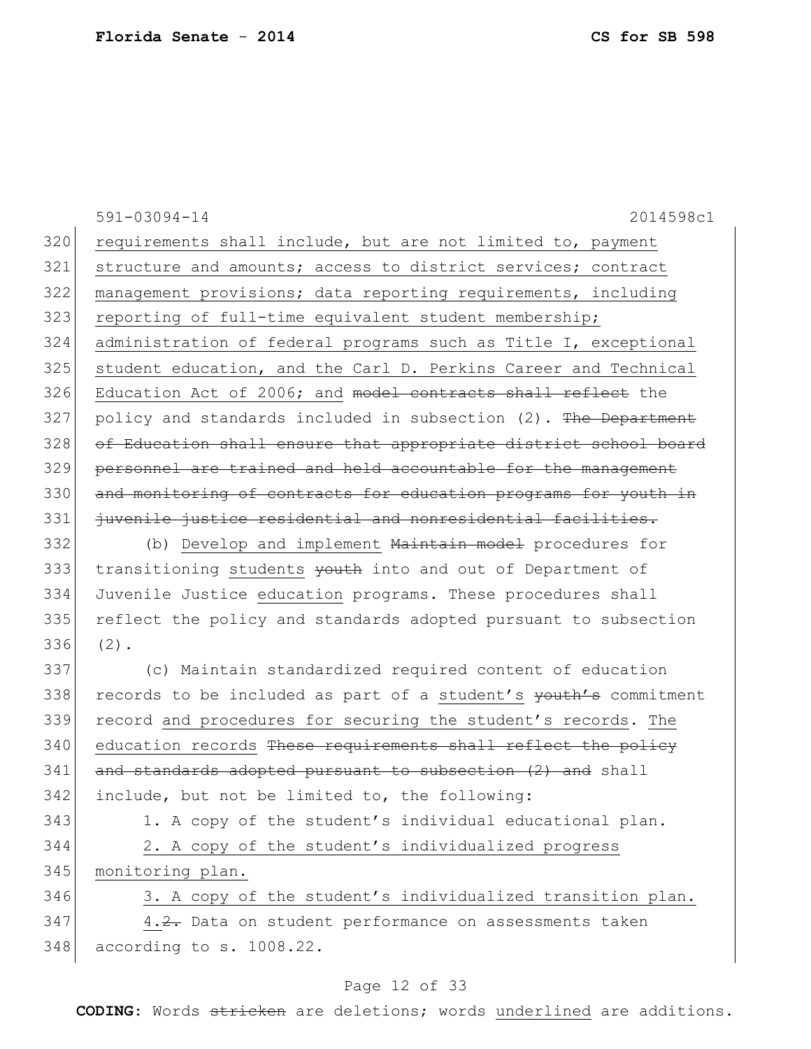requirements shall include, but are not limited to, payment structure and amounts; access to district services; contract management provisions; data reporting requirements, including reporting of full-time equivalent student membership; administration of federal programs such as Title I, exceptional student education, and the Carl D. Perkins Career and Technical Education Act of 2006; and ~~model contracts shall reflect~~ the policy and standards included in subsection (2). ~~The Department of Education shall ensure that appropriate district school board personnel are trained and held accountable for the management and monitoring of contracts for education programs for youth in juvenile justice residential and nonresidential facilities.~~

(b) Develop and implement ~~Maintain model~~ procedures for transitioning students ~~youth~~ into and out of Department of Juvenile Justice education programs. These procedures shall reflect the policy and standards adopted pursuant to subsection (2).

(c) Maintain standardized required content of education records to be included as part of a student's ~~youth's~~ commitment record and procedures for securing the student's records. The education records ~~These requirements shall reflect the policy and standards adopted pursuant to subsection (2) and~~ shall include, but not be limited to, the following:

1. A copy of the student's individual educational plan.

2. A copy of the student's individualized progress monitoring plan.

3. A copy of the student's individualized transition plan.

4.~~2.~~ Data on student performance on assessments taken according to s. 1008.22.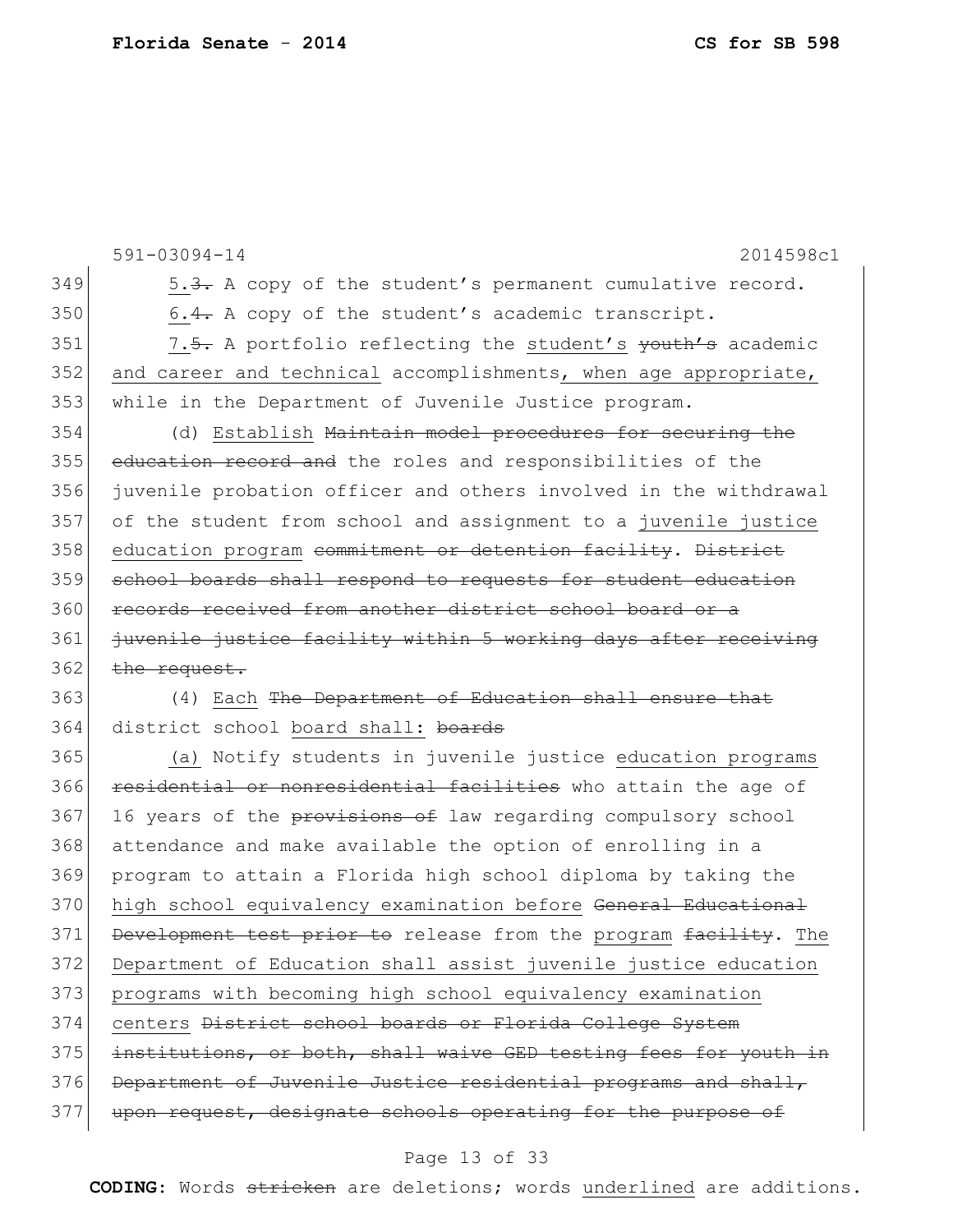591-03094-14 2014598c1

349 5.~~3.~~ A copy of the student's permanent cumulative record.

350 6.~~4.~~ A copy of the student's academic transcript.

351 7.~~5.~~ A portfolio reflecting the student's ~~youth's~~ academic
352 and career and technical accomplishments, when age appropriate,
353 while in the Department of Juvenile Justice program.

354 (d) Establish ~~Maintain model procedures for securing the~~
355 ~~education record and~~ the roles and responsibilities of the
356 juvenile probation officer and others involved in the withdrawal
357 of the student from school and assignment to a juvenile justice
358 education program ~~commitment or detention facility~~. ~~District~~
359 ~~school boards shall respond to requests for student education~~
360 ~~records received from another district school board or a~~
361 ~~juvenile justice facility within 5 working days after receiving~~
362 ~~the request.~~

363 (4) Each ~~The Department of Education shall ensure that~~
364 district school board shall: ~~boards~~

365 (a) Notify students in juvenile justice education programs
366 ~~residential or nonresidential facilities~~ who attain the age of
367 16 years of the ~~provisions of~~ law regarding compulsory school
368 attendance and make available the option of enrolling in a
369 program to attain a Florida high school diploma by taking the
370 high school equivalency examination before ~~General Educational~~
371 ~~Development test prior to~~ release from the program ~~facility~~. The
372 Department of Education shall assist juvenile justice education
373 programs with becoming high school equivalency examination
374 centers ~~District school boards or Florida College System~~
375 ~~institutions, or both, shall waive GED testing fees for youth in~~
376 ~~Department of Juvenile Justice residential programs and shall,~~
377 ~~upon request, designate schools operating for the purpose of~~

**CODING:** Words ~~stricken~~ are deletions; words underlined are additions.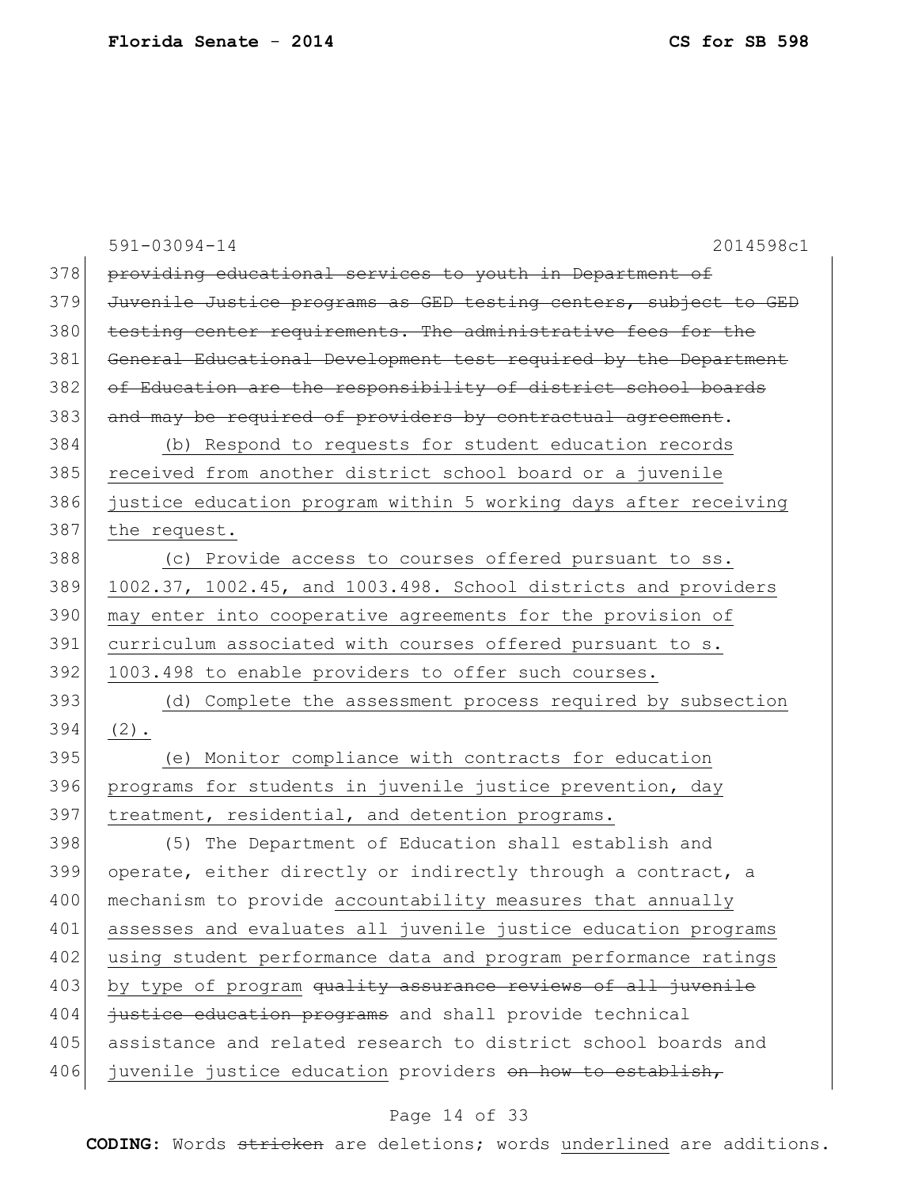~~providing educational services to youth in Department of Juvenile Justice programs as GED testing centers, subject to GED testing center requirements. The administrative fees for the General Educational Development test required by the Department of Education are the responsibility of district school boards and may be required of providers by contractual agreement~~.

(b) Respond to requests for student education records received from another district school board or a juvenile justice education program within 5 working days after receiving the request.

(c) Provide access to courses offered pursuant to ss. 1002.37, 1002.45, and 1003.498. School districts and providers may enter into cooperative agreements for the provision of curriculum associated with courses offered pursuant to s. 1003.498 to enable providers to offer such courses.

(d) Complete the assessment process required by subsection (2).

(e) Monitor compliance with contracts for education programs for students in juvenile justice prevention, day treatment, residential, and detention programs.

(5) The Department of Education shall establish and operate, either directly or indirectly through a contract, a mechanism to provide accountability measures that annually assesses and evaluates all juvenile justice education programs using student performance data and program performance ratings by type of program ~~quality assurance reviews of all juvenile justice education programs~~ and shall provide technical assistance and related research to district school boards and juvenile justice education providers ~~on how to establish,~~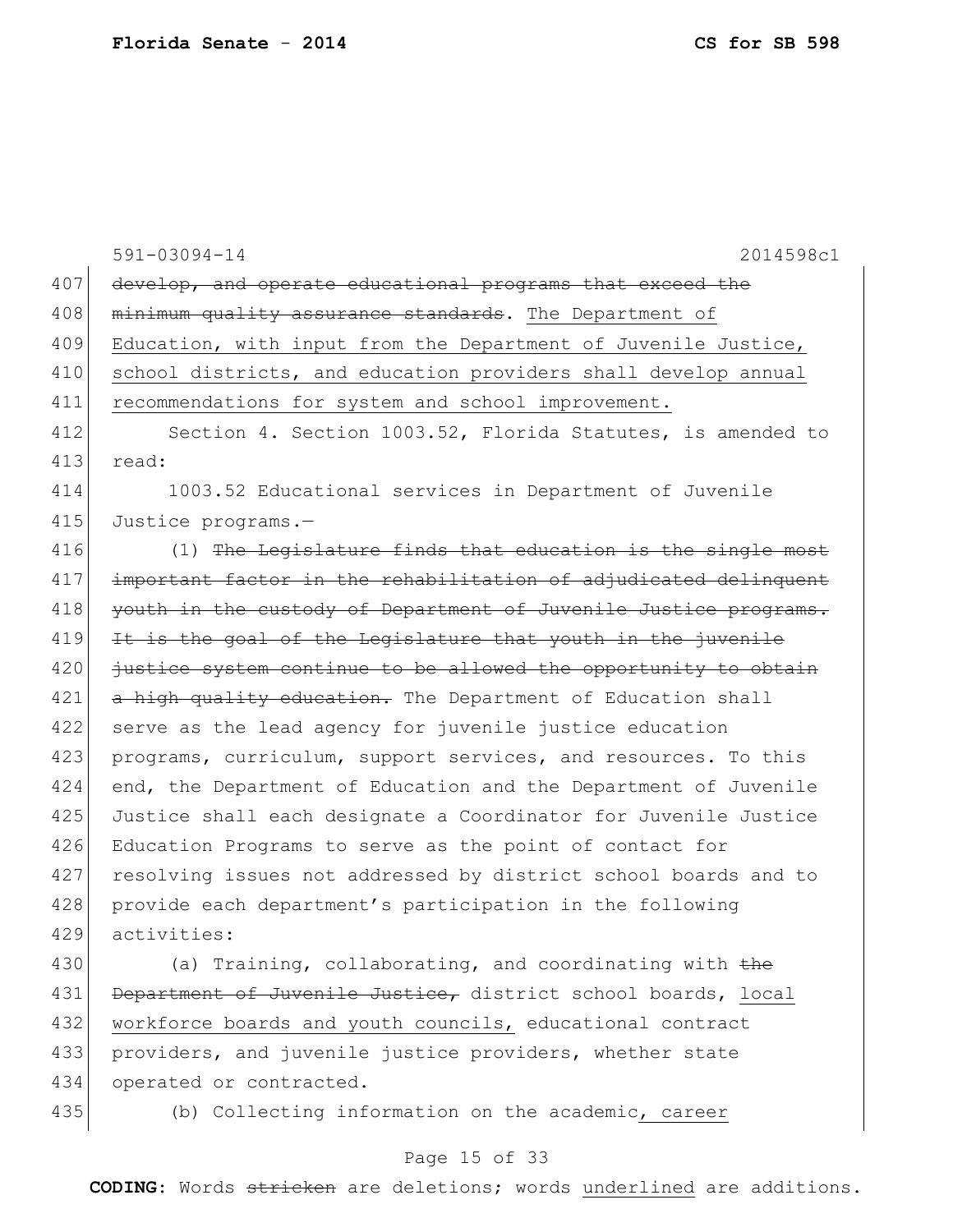~~develop, and operate educational programs that exceed the minimum quality assurance standards~~. <u>The Department of Education, with input from the Department of Juvenile Justice, school districts, and education providers shall develop annual recommendations for system and school improvement.</u>

Section 4. Section 1003.52, Florida Statutes, is amended to read:

1003.52 Educational services in Department of Juvenile Justice programs.—

(1) ~~The Legislature finds that education is the single most important factor in the rehabilitation of adjudicated delinquent youth in the custody of Department of Juvenile Justice programs. It is the goal of the Legislature that youth in the juvenile justice system continue to be allowed the opportunity to obtain a high quality education.~~ The Department of Education shall serve as the lead agency for juvenile justice education programs, curriculum, support services, and resources. To this end, the Department of Education and the Department of Juvenile Justice shall each designate a Coordinator for Juvenile Justice Education Programs to serve as the point of contact for resolving issues not addressed by district school boards and to provide each department's participation in the following activities:

(a) Training, collaborating, and coordinating with ~~the Department of Juvenile Justice,~~ district school boards, <u>local workforce boards and youth councils,</u> educational contract providers, and juvenile justice providers, whether state operated or contracted.

(b) Collecting information on the academic<u>, career</u>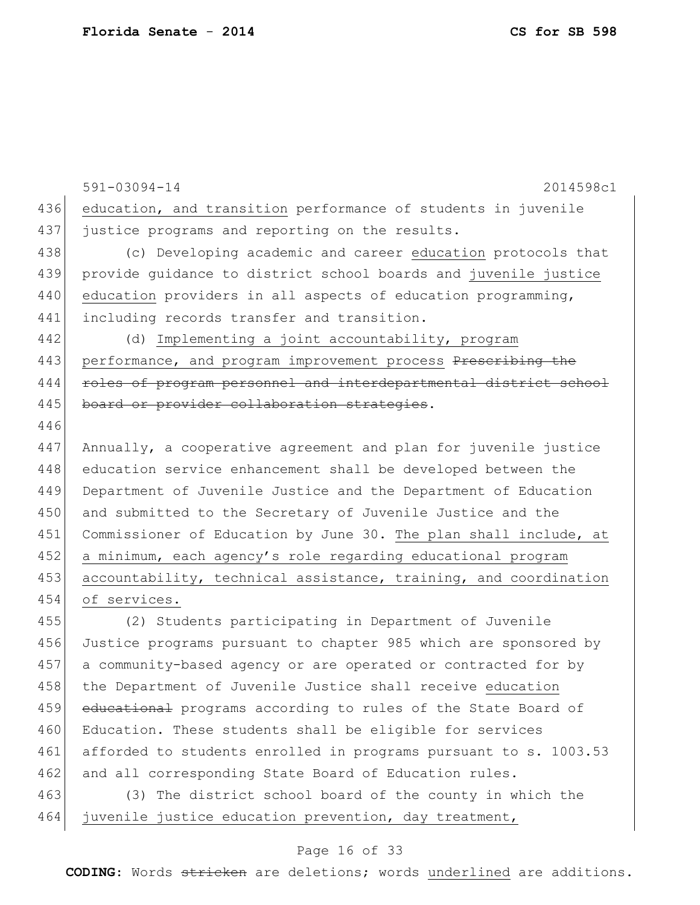591-03094-14 2014598c1

436 education, and transition performance of students in juvenile
437 justice programs and reporting on the results.

438 (c) Developing academic and career education protocols that
439 provide guidance to district school boards and juvenile justice
440 education providers in all aspects of education programming,
441 including records transfer and transition.

442 (d) Implementing a joint accountability, program
443 performance, and program improvement process ~~Prescribing the~~
444 ~~roles of program personnel and interdepartmental district school~~
445 ~~board or provider collaboration strategies~~.

446

447 Annually, a cooperative agreement and plan for juvenile justice
448 education service enhancement shall be developed between the
449 Department of Juvenile Justice and the Department of Education
450 and submitted to the Secretary of Juvenile Justice and the
451 Commissioner of Education by June 30. The plan shall include, at
452 a minimum, each agency's role regarding educational program
453 accountability, technical assistance, training, and coordination
454 of services.

455 (2) Students participating in Department of Juvenile
456 Justice programs pursuant to chapter 985 which are sponsored by
457 a community-based agency or are operated or contracted for by
458 the Department of Juvenile Justice shall receive education
459 ~~educational~~ programs according to rules of the State Board of
460 Education. These students shall be eligible for services
461 afforded to students enrolled in programs pursuant to s. 1003.53
462 and all corresponding State Board of Education rules.

463 (3) The district school board of the county in which the
464 juvenile justice education prevention, day treatment,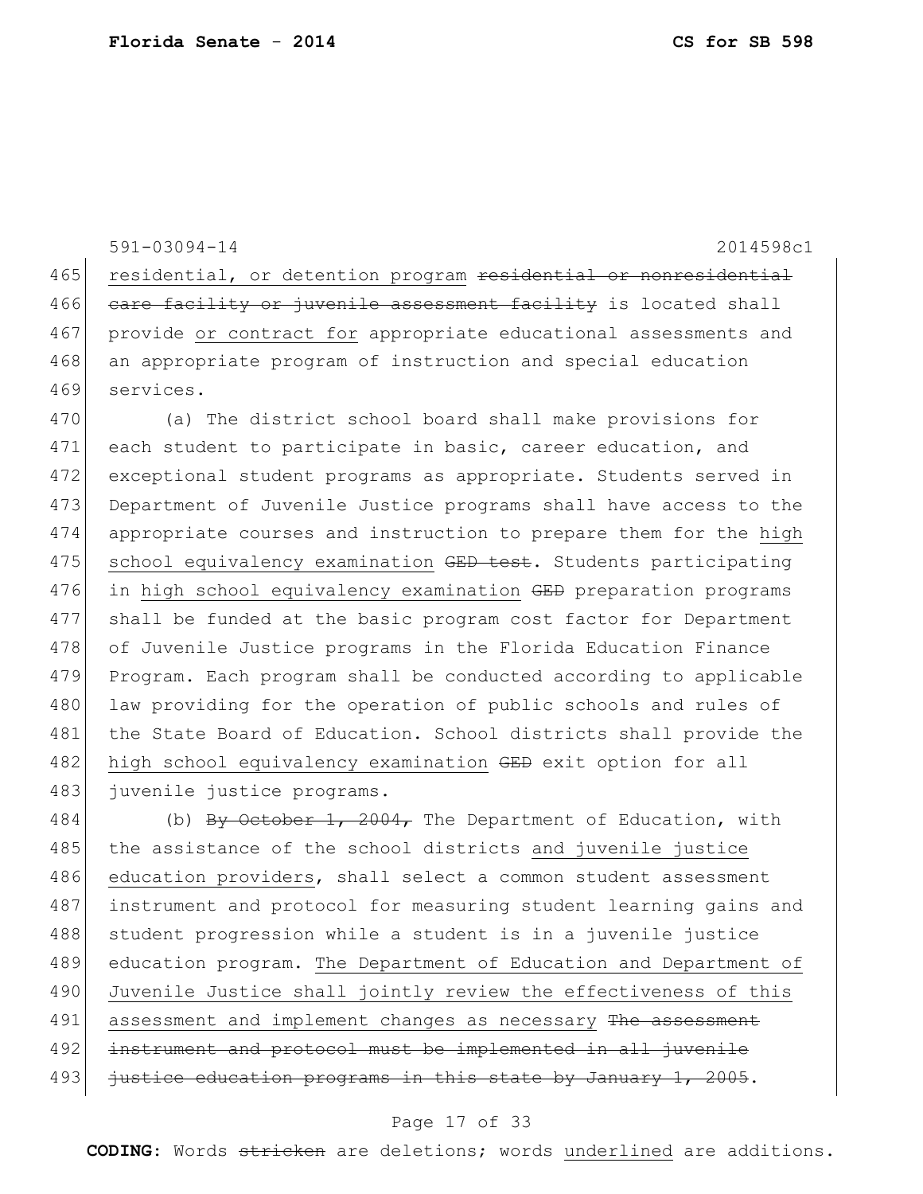591-03094-14 2014598c1

465 residential, or detention program ~~residential or nonresidential~~
466 ~~care facility or juvenile assessment facility~~ is located shall
467 provide <u>or contract for</u> appropriate educational assessments and
468 an appropriate program of instruction and special education
469 services.

470 (a) The district school board shall make provisions for
471 each student to participate in basic, career education, and
472 exceptional student programs as appropriate. Students served in
473 Department of Juvenile Justice programs shall have access to the
474 appropriate courses and instruction to prepare them for the <u>high</u>
475 <u>school equivalency examination</u> ~~GED test~~. Students participating
476 in <u>high school equivalency examination</u> ~~GED~~ preparation programs
477 shall be funded at the basic program cost factor for Department
478 of Juvenile Justice programs in the Florida Education Finance
479 Program. Each program shall be conducted according to applicable
480 law providing for the operation of public schools and rules of
481 the State Board of Education. School districts shall provide the
482 <u>high school equivalency examination</u> ~~GED~~ exit option for all
483 juvenile justice programs.

484 (b) ~~By October 1, 2004,~~ The Department of Education, with
485 the assistance of the school districts <u>and juvenile justice</u>
486 <u>education providers</u>, shall select a common student assessment
487 instrument and protocol for measuring student learning gains and
488 student progression while a student is in a juvenile justice
489 education program. <u>The Department of Education and Department of</u>
490 <u>Juvenile Justice shall jointly review the effectiveness of this</u>
491 <u>assessment and implement changes as necessary</u> ~~The assessment~~
492 ~~instrument and protocol must be implemented in all juvenile~~
493 ~~justice education programs in this state by January 1, 2005~~.

**CODING:** Words ~~stricken~~ are deletions; words <u>underlined</u> are additions.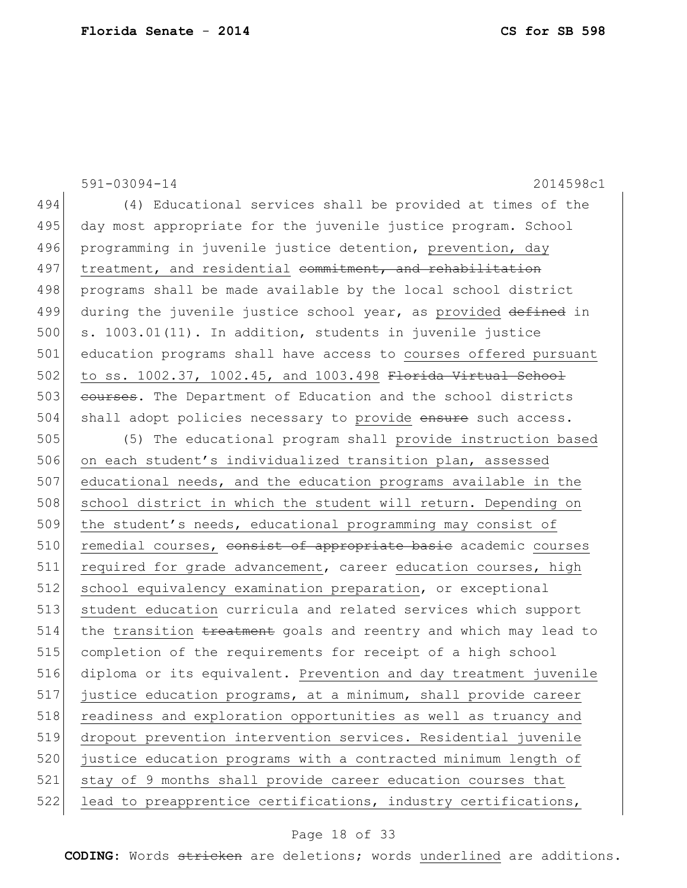591-03094-14 2014598c1

(4) Educational services shall be provided at times of the day most appropriate for the juvenile justice program. School programming in juvenile justice detention, <u>prevention, day treatment, and residential</u> ~~commitment, and rehabilitation~~ programs shall be made available by the local school district during the juvenile justice school year, as <u>provided</u> ~~defined~~ in s. 1003.01(11). In addition, students in juvenile justice education programs shall have access to <u>courses offered pursuant to ss. 1002.37, 1002.45, and 1003.498</u> ~~Florida Virtual School courses~~. The Department of Education and the school districts shall adopt policies necessary to <u>provide</u> ~~ensure~~ such access.

(5) The educational program shall <u>provide instruction based on each student's individualized transition plan, assessed educational needs, and the education programs available in the school district in which the student will return. Depending on the student's needs, educational programming may consist of remedial courses,</u> ~~consist of appropriate basic~~ academic <u>courses required for grade advancement</u>, career <u>education courses, high school equivalency examination preparation</u>, or exceptional <u>student education</u> curricula and related services which support the <u>transition</u> ~~treatment~~ goals and reentry and which may lead to completion of the requirements for receipt of a high school diploma or its equivalent. <u>Prevention and day treatment juvenile justice education programs, at a minimum, shall provide career readiness and exploration opportunities as well as truancy and dropout prevention intervention services. Residential juvenile justice education programs with a contracted minimum length of stay of 9 months shall provide career education courses that lead to preapprentice certifications, industry certifications,</u>

**CODING:** Words ~~stricken~~ are deletions; words <u>underlined</u> are additions.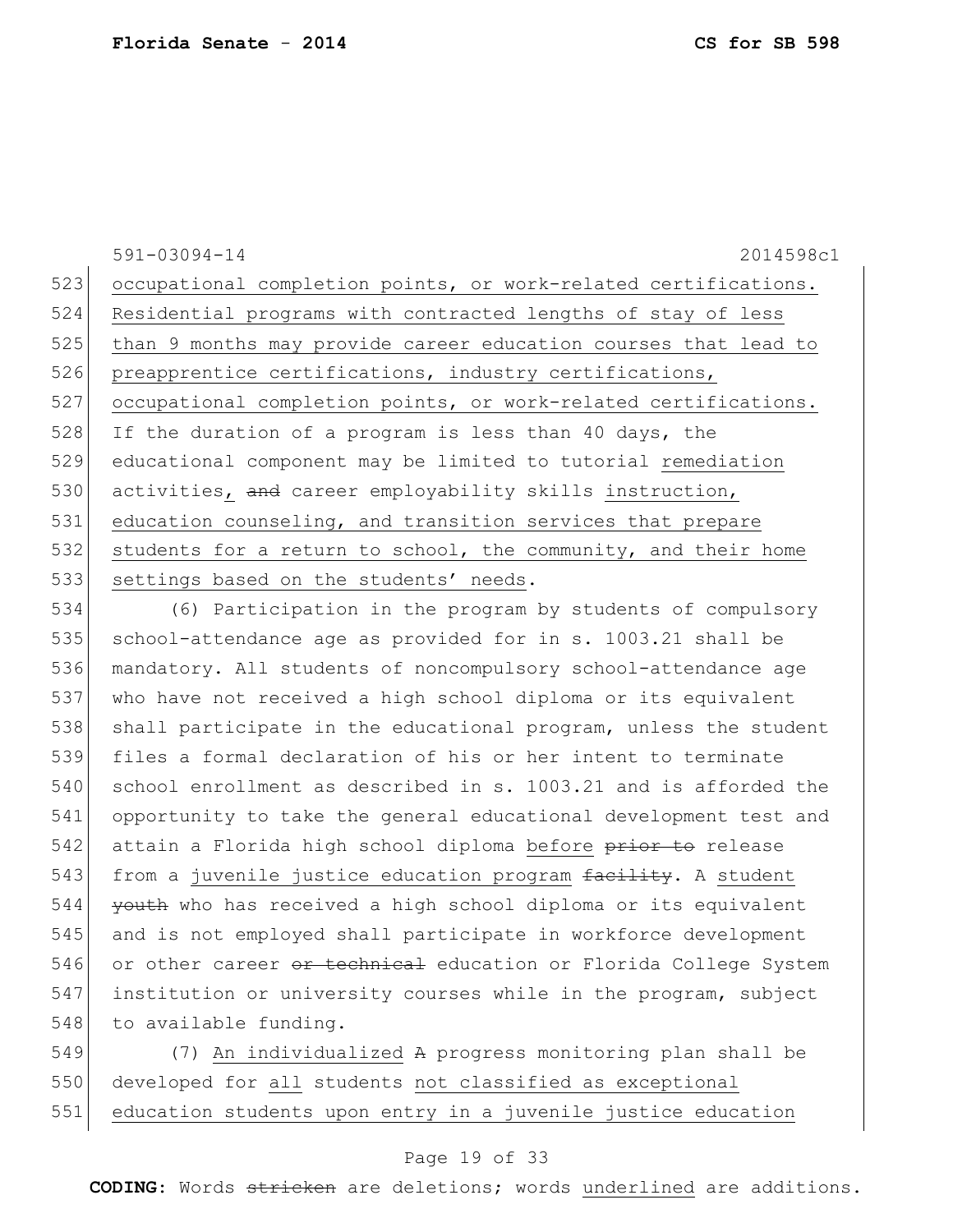591-03094-14 2014598c1

occupational completion points, or work-related certifications. Residential programs with contracted lengths of stay of less than 9 months may provide career education courses that lead to preapprentice certifications, industry certifications, occupational completion points, or work-related certifications. If the duration of a program is less than 40 days, the educational component may be limited to tutorial remediation activities, ~~and~~ career employability skills instruction, education counseling, and transition services that prepare students for a return to school, the community, and their home settings based on the students' needs.

(6) Participation in the program by students of compulsory school-attendance age as provided for in s. 1003.21 shall be mandatory. All students of noncompulsory school-attendance age who have not received a high school diploma or its equivalent shall participate in the educational program, unless the student files a formal declaration of his or her intent to terminate school enrollment as described in s. 1003.21 and is afforded the opportunity to take the general educational development test and attain a Florida high school diploma before ~~prior to~~ release from a juvenile justice education program ~~facility~~. A student ~~youth~~ who has received a high school diploma or its equivalent and is not employed shall participate in workforce development or other career ~~or technical~~ education or Florida College System institution or university courses while in the program, subject to available funding.

(7) An individualized ~~A~~ progress monitoring plan shall be developed for all students not classified as exceptional education students upon entry in a juvenile justice education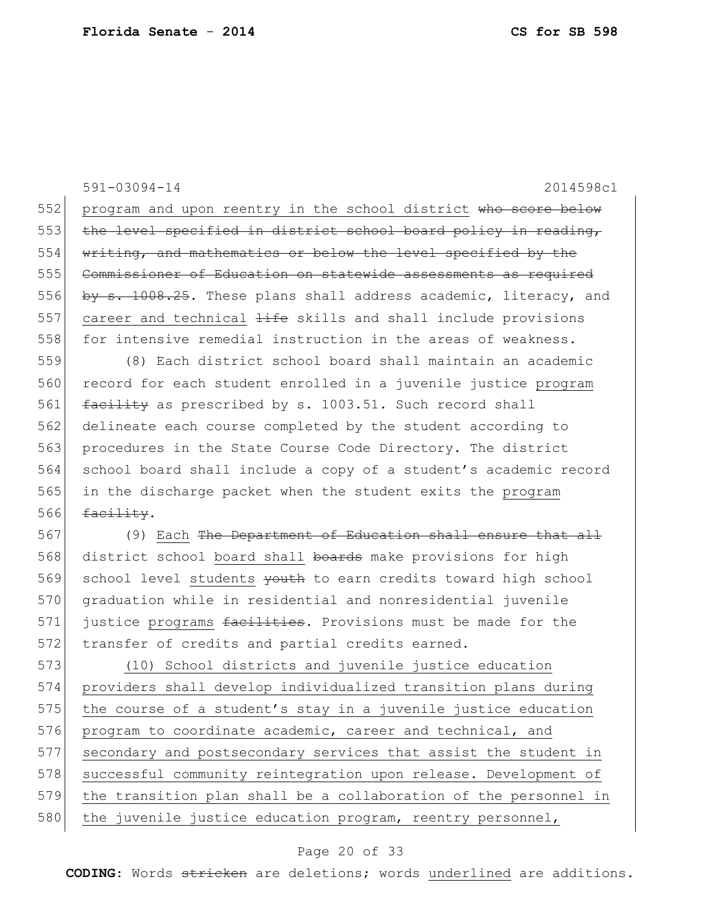591-03094-14 2014598c1

552 program and upon reentry in the school district ~~who score below~~
553 ~~the level specified in district school board policy in reading,~~
554 ~~writing, and mathematics or below the level specified by the~~
555 ~~Commissioner of Education on statewide assessments as required~~
556 ~~by s. 1008.25~~. These plans shall address academic, literacy, and
557 career and technical ~~life~~ skills and shall include provisions
558 for intensive remedial instruction in the areas of weakness.

559 (8) Each district school board shall maintain an academic
560 record for each student enrolled in a juvenile justice program
561 ~~facility~~ as prescribed by s. 1003.51. Such record shall
562 delineate each course completed by the student according to
563 procedures in the State Course Code Directory. The district
564 school board shall include a copy of a student's academic record
565 in the discharge packet when the student exits the program
566 ~~facility~~.

567 (9) Each ~~The Department of Education shall ensure that all~~
568 district school board shall ~~boards~~ make provisions for high
569 school level students ~~youth~~ to earn credits toward high school
570 graduation while in residential and nonresidential juvenile
571 justice programs ~~facilities~~. Provisions must be made for the
572 transfer of credits and partial credits earned.

573 (10) School districts and juvenile justice education
574 providers shall develop individualized transition plans during
575 the course of a student's stay in a juvenile justice education
576 program to coordinate academic, career and technical, and
577 secondary and postsecondary services that assist the student in
578 successful community reintegration upon release. Development of
579 the transition plan shall be a collaboration of the personnel in
580 the juvenile justice education program, reentry personnel,

**CODING:** Words ~~stricken~~ are deletions; words underlined are additions.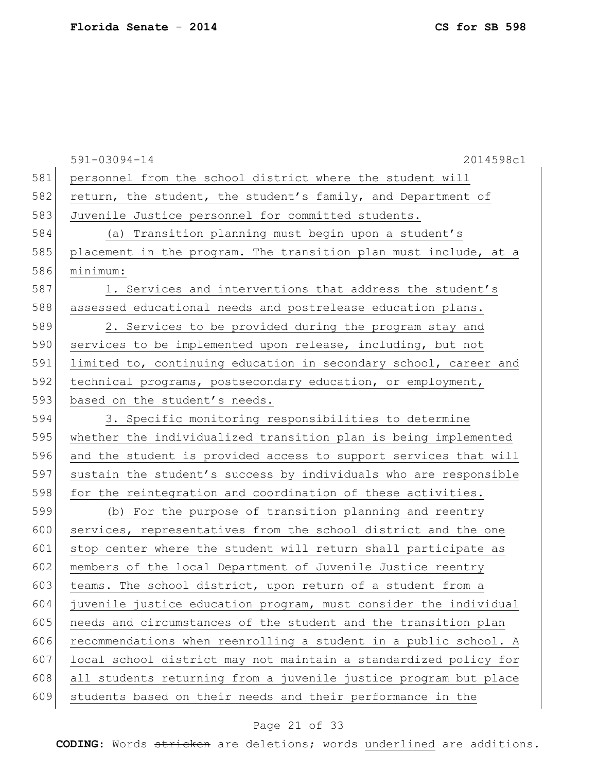personnel from the school district where the student will return, the student, the student's family, and Department of Juvenile Justice personnel for committed students.

(a) Transition planning must begin upon a student's placement in the program. The transition plan must include, at a minimum:

1. Services and interventions that address the student's assessed educational needs and postrelease education plans.

2. Services to be provided during the program stay and services to be implemented upon release, including, but not limited to, continuing education in secondary school, career and technical programs, postsecondary education, or employment, based on the student's needs.

3. Specific monitoring responsibilities to determine whether the individualized transition plan is being implemented and the student is provided access to support services that will sustain the student's success by individuals who are responsible for the reintegration and coordination of these activities.

(b) For the purpose of transition planning and reentry services, representatives from the school district and the one stop center where the student will return shall participate as members of the local Department of Juvenile Justice reentry teams. The school district, upon return of a student from a juvenile justice education program, must consider the individual needs and circumstances of the student and the transition plan recommendations when reenrolling a student in a public school. A local school district may not maintain a standardized policy for all students returning from a juvenile justice program but place students based on their needs and their performance in the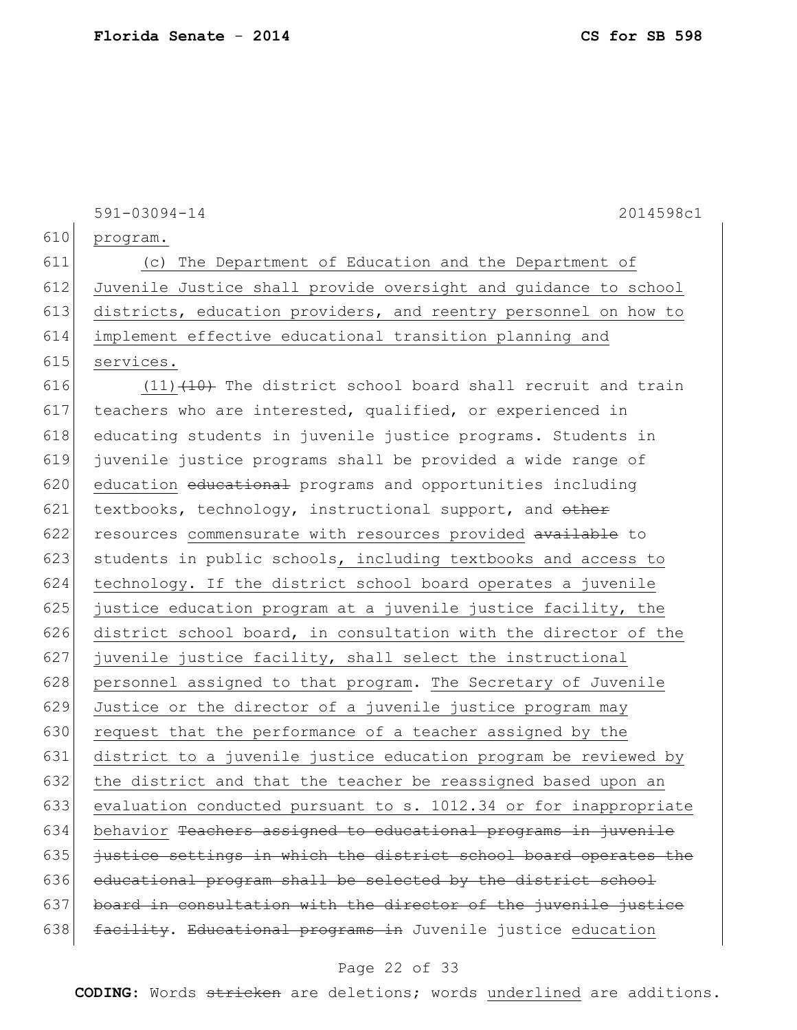591-03094-14 2014598c1

610 program.

611 (c) The Department of Education and the Department of
612 Juvenile Justice shall provide oversight and guidance to school
613 districts, education providers, and reentry personnel on how to
614 implement effective educational transition planning and
615 services.

616 (11)(10) The district school board shall recruit and train
617 teachers who are interested, qualified, or experienced in
618 educating students in juvenile justice programs. Students in
619 juvenile justice programs shall be provided a wide range of
620 education educational programs and opportunities including
621 textbooks, technology, instructional support, and other
622 resources commensurate with resources provided available to
623 students in public schools, including textbooks and access to
624 technology. If the district school board operates a juvenile
625 justice education program at a juvenile justice facility, the
626 district school board, in consultation with the director of the
627 juvenile justice facility, shall select the instructional
628 personnel assigned to that program. The Secretary of Juvenile
629 Justice or the director of a juvenile justice program may
630 request that the performance of a teacher assigned by the
631 district to a juvenile justice education program be reviewed by
632 the district and that the teacher be reassigned based upon an
633 evaluation conducted pursuant to s. 1012.34 or for inappropriate
634 behavior Teachers assigned to educational programs in juvenile
635 justice settings in which the district school board operates the
636 educational program shall be selected by the district school
637 board in consultation with the director of the juvenile justice
638 facility. Educational programs in Juvenile justice education

CODING: Words stricken are deletions; words underlined are additions.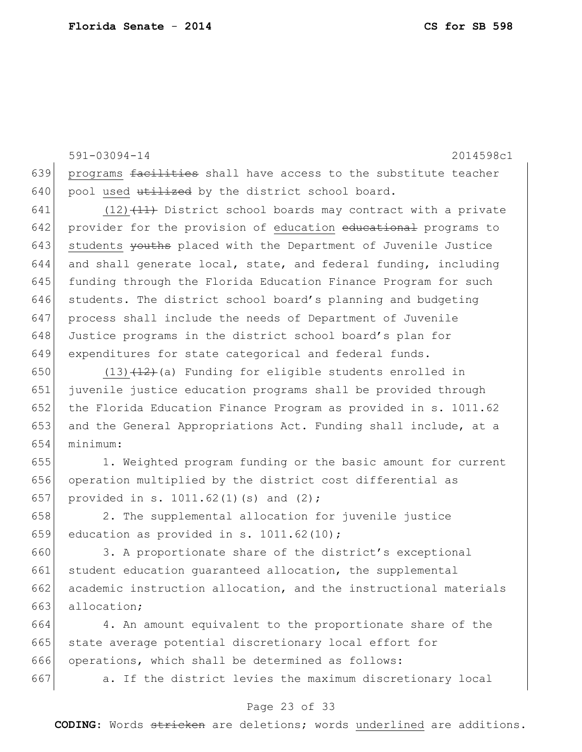programs ~~facilities~~ shall have access to the substitute teacher pool used ~~utilized~~ by the district school board.

(12)~~(11)~~ District school boards may contract with a private provider for the provision of education ~~educational~~ programs to students ~~youths~~ placed with the Department of Juvenile Justice and shall generate local, state, and federal funding, including funding through the Florida Education Finance Program for such students. The district school board's planning and budgeting process shall include the needs of Department of Juvenile Justice programs in the district school board's plan for expenditures for state categorical and federal funds.

(13)~~(12)~~(a) Funding for eligible students enrolled in juvenile justice education programs shall be provided through the Florida Education Finance Program as provided in s. 1011.62 and the General Appropriations Act. Funding shall include, at a minimum:

1. Weighted program funding or the basic amount for current operation multiplied by the district cost differential as provided in s. 1011.62(1)(s) and (2);

2. The supplemental allocation for juvenile justice education as provided in s. 1011.62(10);

3. A proportionate share of the district's exceptional student education guaranteed allocation, the supplemental academic instruction allocation, and the instructional materials allocation;

4. An amount equivalent to the proportionate share of the state average potential discretionary local effort for operations, which shall be determined as follows:

a. If the district levies the maximum discretionary local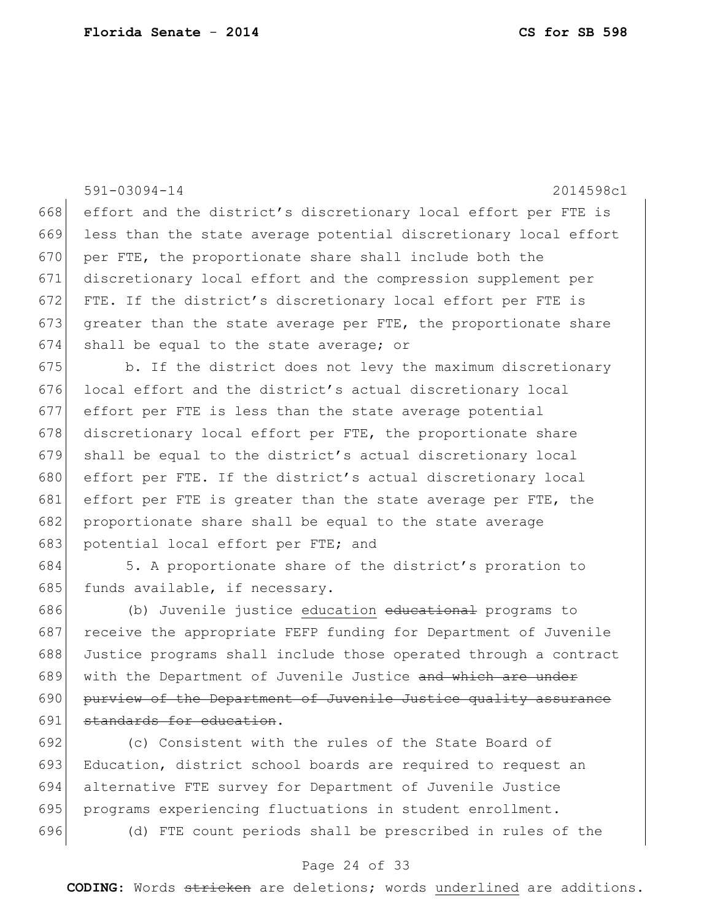effort and the district's discretionary local effort per FTE is less than the state average potential discretionary local effort per FTE, the proportionate share shall include both the discretionary local effort and the compression supplement per FTE. If the district's discretionary local effort per FTE is greater than the state average per FTE, the proportionate share shall be equal to the state average; or

b. If the district does not levy the maximum discretionary local effort and the district's actual discretionary local effort per FTE is less than the state average potential discretionary local effort per FTE, the proportionate share shall be equal to the district's actual discretionary local effort per FTE. If the district's actual discretionary local effort per FTE is greater than the state average per FTE, the proportionate share shall be equal to the state average potential local effort per FTE; and

5. A proportionate share of the district's proration to funds available, if necessary.

(b) Juvenile justice <u>education</u> ~~educational~~ programs to receive the appropriate FEFP funding for Department of Juvenile Justice programs shall include those operated through a contract with the Department of Juvenile Justice ~~and which are under purview of the Department of Juvenile Justice quality assurance standards for education~~.

(c) Consistent with the rules of the State Board of Education, district school boards are required to request an alternative FTE survey for Department of Juvenile Justice programs experiencing fluctuations in student enrollment.

(d) FTE count periods shall be prescribed in rules of the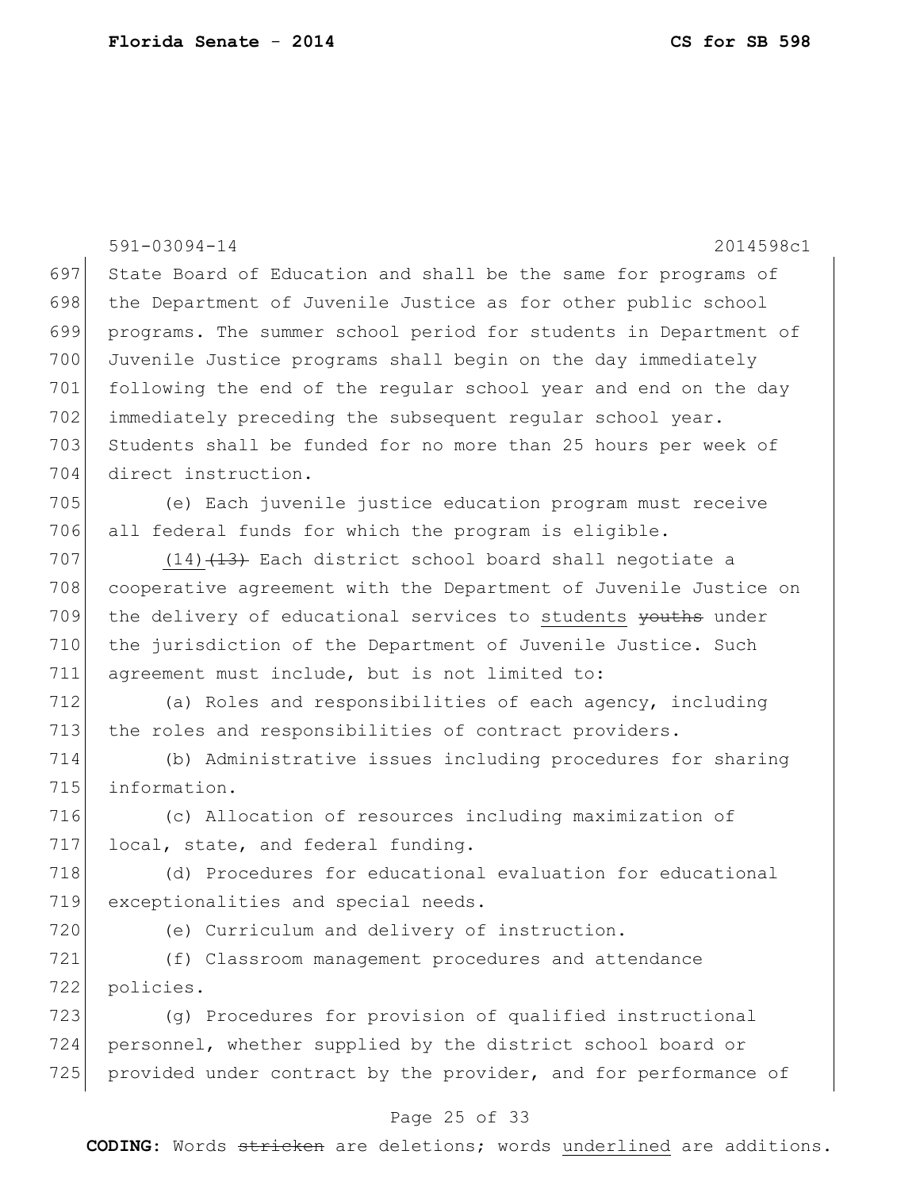State Board of Education and shall be the same for programs of the Department of Juvenile Justice as for other public school programs. The summer school period for students in Department of Juvenile Justice programs shall begin on the day immediately following the end of the regular school year and end on the day immediately preceding the subsequent regular school year. Students shall be funded for no more than 25 hours per week of direct instruction.

(e) Each juvenile justice education program must receive all federal funds for which the program is eligible.

(14) ~~(13)~~ Each district school board shall negotiate a cooperative agreement with the Department of Juvenile Justice on the delivery of educational services to students ~~youths~~ under the jurisdiction of the Department of Juvenile Justice. Such agreement must include, but is not limited to:

(a) Roles and responsibilities of each agency, including the roles and responsibilities of contract providers.

(b) Administrative issues including procedures for sharing information.

(c) Allocation of resources including maximization of local, state, and federal funding.

(d) Procedures for educational evaluation for educational exceptionalities and special needs.

(e) Curriculum and delivery of instruction.

(f) Classroom management procedures and attendance policies.

(g) Procedures for provision of qualified instructional personnel, whether supplied by the district school board or provided under contract by the provider, and for performance of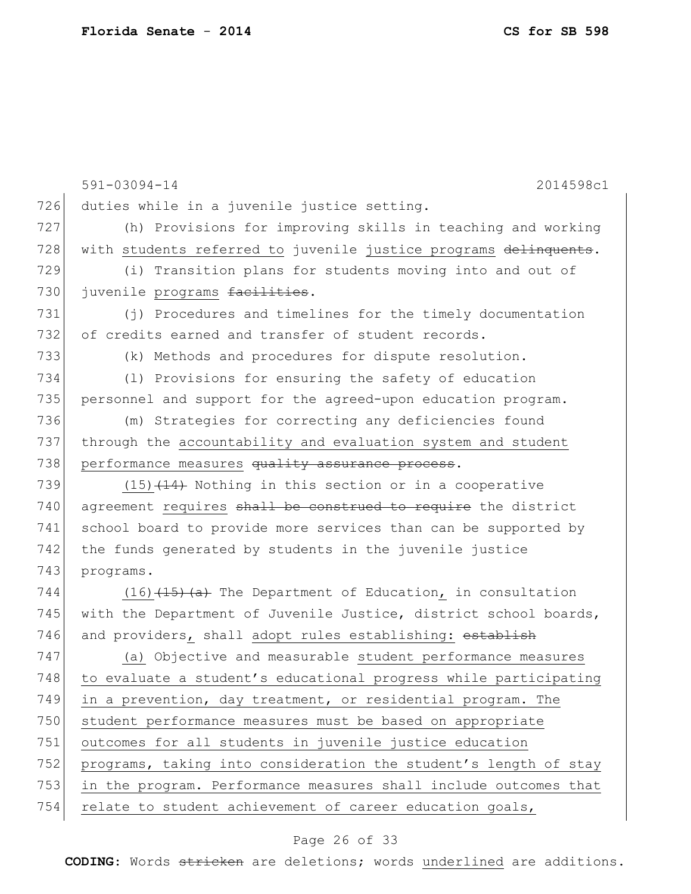591-03094-14 2014598c1

726 duties while in a juvenile justice setting.

727 (h) Provisions for improving skills in teaching and working
728 with students referred to juvenile justice programs ~~delinquents~~.

729 (i) Transition plans for students moving into and out of
730 juvenile programs ~~facilities~~.

731 (j) Procedures and timelines for the timely documentation
732 of credits earned and transfer of student records.

733 (k) Methods and procedures for dispute resolution.

734 (l) Provisions for ensuring the safety of education
735 personnel and support for the agreed-upon education program.

736 (m) Strategies for correcting any deficiencies found
737 through the accountability and evaluation system and student
738 performance measures ~~quality assurance process~~.

739 (15) ~~(14)~~ Nothing in this section or in a cooperative
740 agreement requires ~~shall be construed to require~~ the district
741 school board to provide more services than can be supported by
742 the funds generated by students in the juvenile justice
743 programs.

744 (16) ~~(15)(a)~~ The Department of Education, in consultation
745 with the Department of Juvenile Justice, district school boards,
746 and providers, shall adopt rules establishing: ~~establish~~

747 (a) Objective and measurable student performance measures
748 to evaluate a student's educational progress while participating
749 in a prevention, day treatment, or residential program. The
750 student performance measures must be based on appropriate
751 outcomes for all students in juvenile justice education
752 programs, taking into consideration the student's length of stay
753 in the program. Performance measures shall include outcomes that
754 relate to student achievement of career education goals,

**CODING:** Words ~~stricken~~ are deletions; words underlined are additions.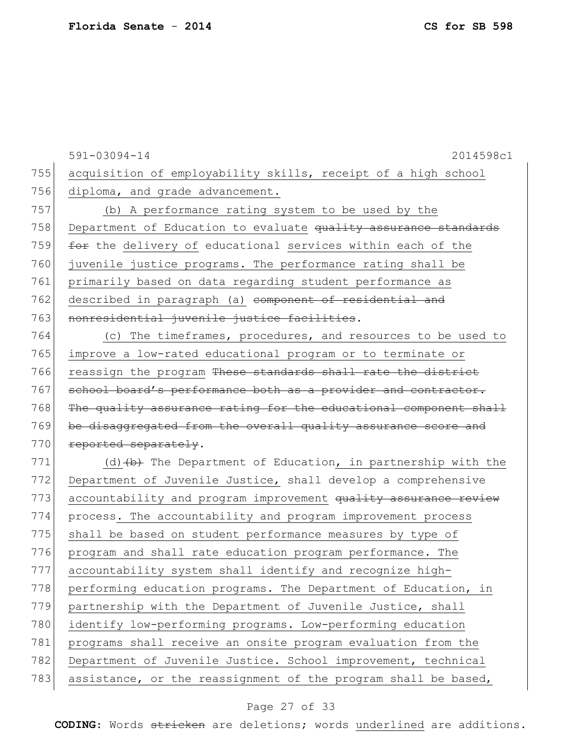591-03094-14 2014598c1

755 acquisition of employability skills, receipt of a high school
756 diploma, and grade advancement.

757 (b) A performance rating system to be used by the
758 Department of Education to evaluate ~~quality assurance standards~~
759 ~~for~~ the delivery of educational services within each of the
760 juvenile justice programs. The performance rating shall be
761 primarily based on data regarding student performance as
762 described in paragraph (a) ~~component of residential and~~
763 ~~nonresidential juvenile justice facilities~~.

764 (c) The timeframes, procedures, and resources to be used to
765 improve a low-rated educational program or to terminate or
766 reassign the program ~~These standards shall rate the district~~
767 ~~school board's performance both as a provider and contractor.~~
768 ~~The quality assurance rating for the educational component shall~~
769 ~~be disaggregated from the overall quality assurance score and~~
770 ~~reported separately~~.

771 (d)~~(b)~~ The Department of Education, in partnership with the
772 Department of Juvenile Justice, shall develop a comprehensive
773 accountability and program improvement ~~quality assurance review~~
774 process. The accountability and program improvement process
775 shall be based on student performance measures by type of
776 program and shall rate education program performance. The
777 accountability system shall identify and recognize high-
778 performing education programs. The Department of Education, in
779 partnership with the Department of Juvenile Justice, shall
780 identify low-performing programs. Low-performing education
781 programs shall receive an onsite program evaluation from the
782 Department of Juvenile Justice. School improvement, technical
783 assistance, or the reassignment of the program shall be based,

**CODING:** Words ~~stricken~~ are deletions; words underlined are additions.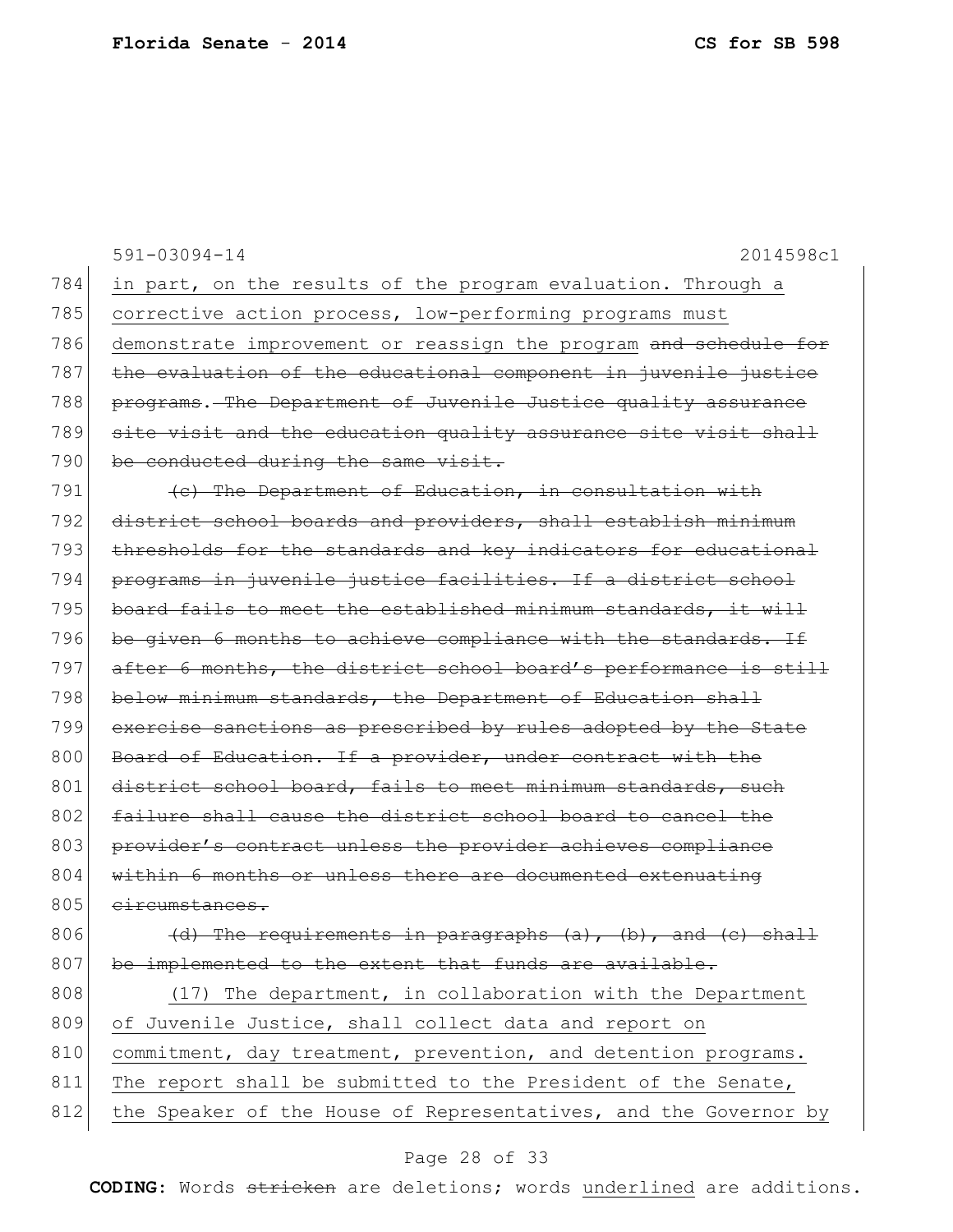591-03094-14 2014598c1

784 in part, on the results of the program evaluation. Through a
785 corrective action process, low-performing programs must
786 demonstrate improvement or reassign the program ~~and schedule for~~
787 ~~the evaluation of the educational component in juvenile justice~~
788 ~~programs. The Department of Juvenile Justice quality assurance~~
789 ~~site visit and the education quality assurance site visit shall~~
790 ~~be conducted during the same visit.~~

791 ~~(c) The Department of Education, in consultation with~~
792 ~~district school boards and providers, shall establish minimum~~
793 ~~thresholds for the standards and key indicators for educational~~
794 ~~programs in juvenile justice facilities. If a district school~~
795 ~~board fails to meet the established minimum standards, it will~~
796 ~~be given 6 months to achieve compliance with the standards. If~~
797 ~~after 6 months, the district school board's performance is still~~
798 ~~below minimum standards, the Department of Education shall~~
799 ~~exercise sanctions as prescribed by rules adopted by the State~~
800 ~~Board of Education. If a provider, under contract with the~~
801 ~~district school board, fails to meet minimum standards, such~~
802 ~~failure shall cause the district school board to cancel the~~
803 ~~provider's contract unless the provider achieves compliance~~
804 ~~within 6 months or unless there are documented extenuating~~
805 ~~circumstances.~~

806 ~~(d) The requirements in paragraphs (a), (b), and (c) shall~~
807 ~~be implemented to the extent that funds are available.~~

808 <u>(17) The department, in collaboration with the Department</u>
809 <u>of Juvenile Justice, shall collect data and report on</u>
810 <u>commitment, day treatment, prevention, and detention programs.</u>
811 <u>The report shall be submitted to the President of the Senate,</u>
812 <u>the Speaker of the House of Representatives, and the Governor by</u>

**CODING:** Words ~~stricken~~ are deletions; words <u>underlined</u> are additions.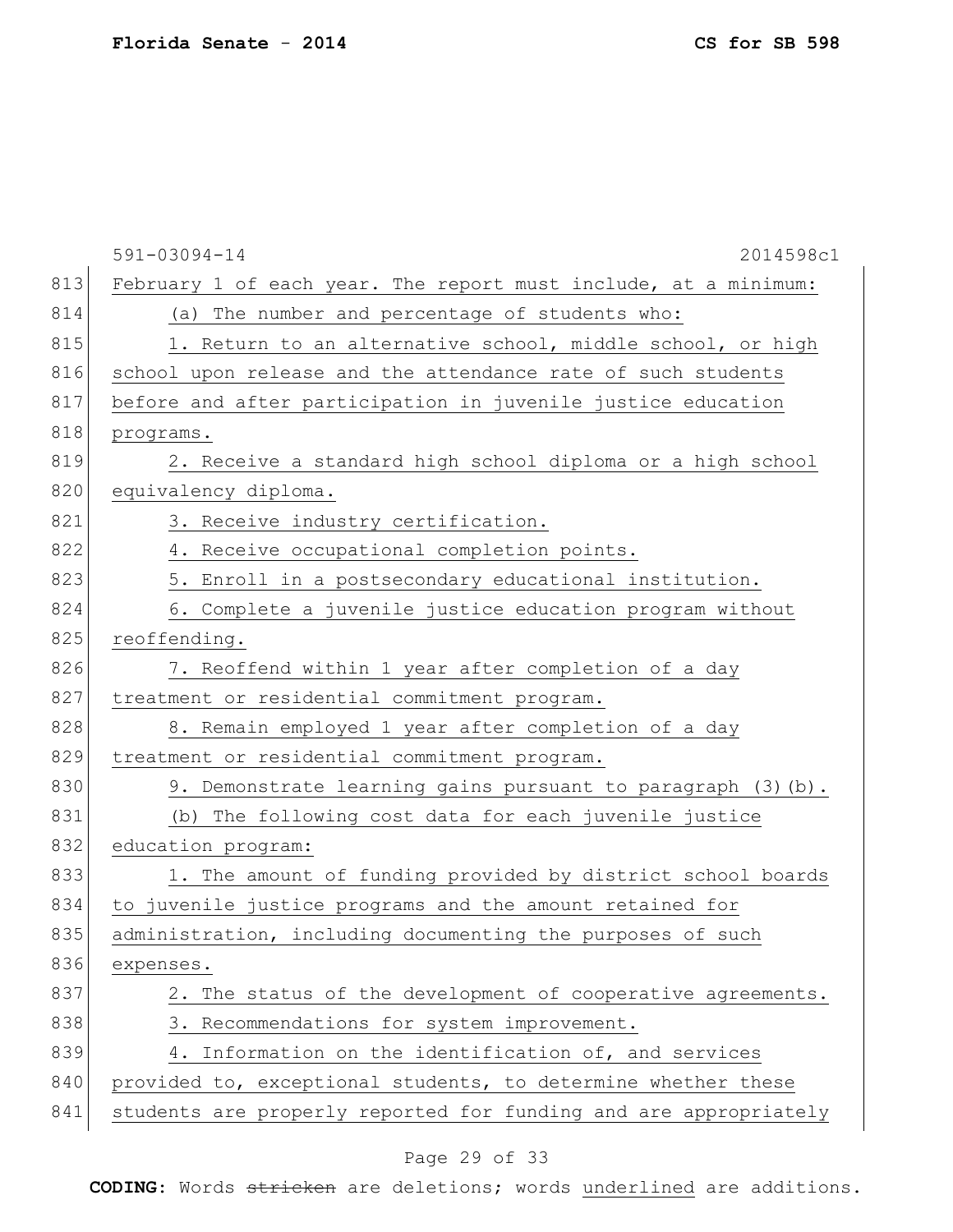February 1 of each year. The report must include, at a minimum:

(a) The number and percentage of students who:

1. Return to an alternative school, middle school, or high school upon release and the attendance rate of such students before and after participation in juvenile justice education programs.

2. Receive a standard high school diploma or a high school equivalency diploma.

3. Receive industry certification.

4. Receive occupational completion points.

5. Enroll in a postsecondary educational institution.

6. Complete a juvenile justice education program without reoffending.

7. Reoffend within 1 year after completion of a day treatment or residential commitment program.

8. Remain employed 1 year after completion of a day treatment or residential commitment program.

9. Demonstrate learning gains pursuant to paragraph (3)(b).

(b) The following cost data for each juvenile justice education program:

1. The amount of funding provided by district school boards to juvenile justice programs and the amount retained for administration, including documenting the purposes of such expenses.

2. The status of the development of cooperative agreements.

3. Recommendations for system improvement.

4. Information on the identification of, and services provided to, exceptional students, to determine whether these students are properly reported for funding and are appropriately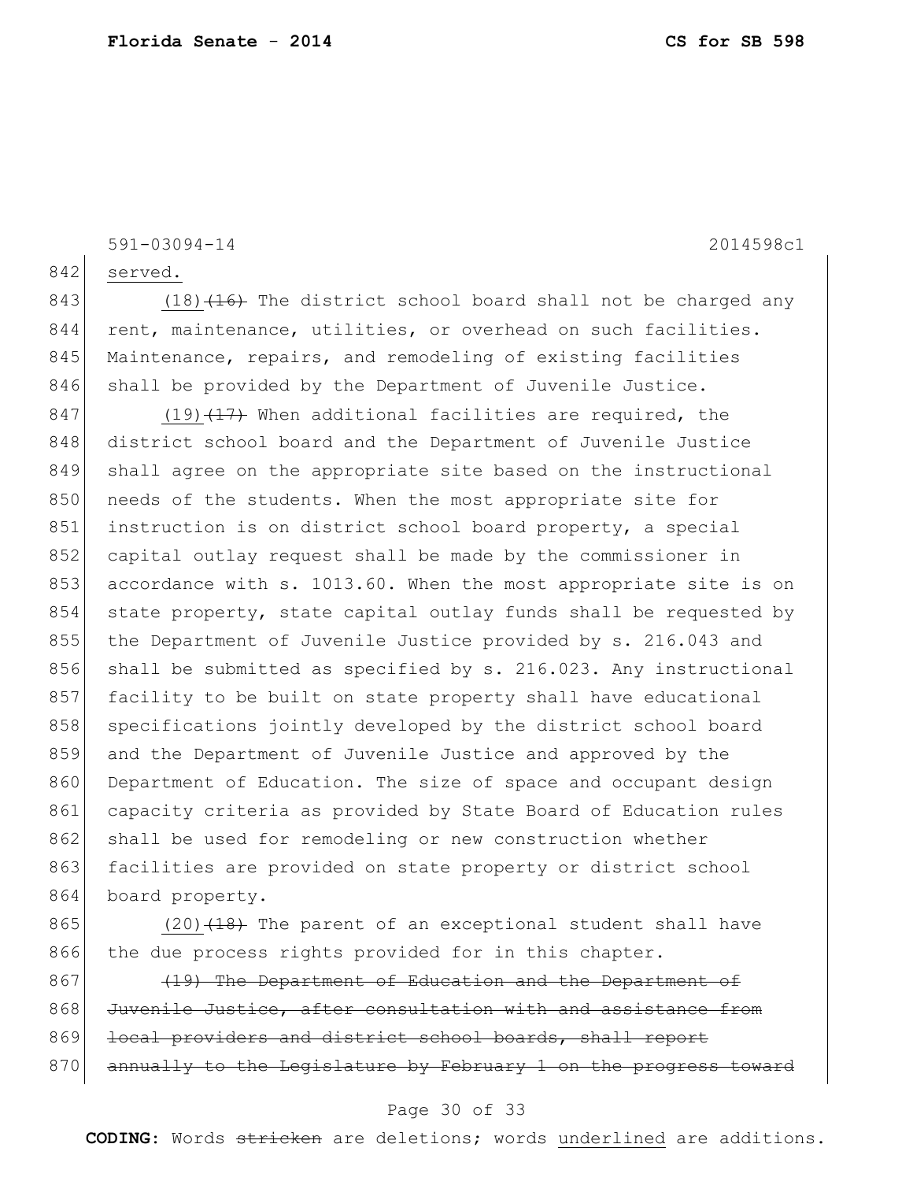591-03094-14 2014598c1

842 served.

843 (18) ~~(16)~~ The district school board shall not be charged any
844 rent, maintenance, utilities, or overhead on such facilities.
845 Maintenance, repairs, and remodeling of existing facilities
846 shall be provided by the Department of Juvenile Justice.

847 (19) ~~(17)~~ When additional facilities are required, the
848 district school board and the Department of Juvenile Justice
849 shall agree on the appropriate site based on the instructional
850 needs of the students. When the most appropriate site for
851 instruction is on district school board property, a special
852 capital outlay request shall be made by the commissioner in
853 accordance with s. 1013.60. When the most appropriate site is on
854 state property, state capital outlay funds shall be requested by
855 the Department of Juvenile Justice provided by s. 216.043 and
856 shall be submitted as specified by s. 216.023. Any instructional
857 facility to be built on state property shall have educational
858 specifications jointly developed by the district school board
859 and the Department of Juvenile Justice and approved by the
860 Department of Education. The size of space and occupant design
861 capacity criteria as provided by State Board of Education rules
862 shall be used for remodeling or new construction whether
863 facilities are provided on state property or district school
864 board property.

865 (20) ~~(18)~~ The parent of an exceptional student shall have
866 the due process rights provided for in this chapter.

867 ~~(19) The Department of Education and the Department of~~
868 ~~Juvenile Justice, after consultation with and assistance from~~
869 ~~local providers and district school boards, shall report~~
870 ~~annually to the Legislature by February 1 on the progress toward~~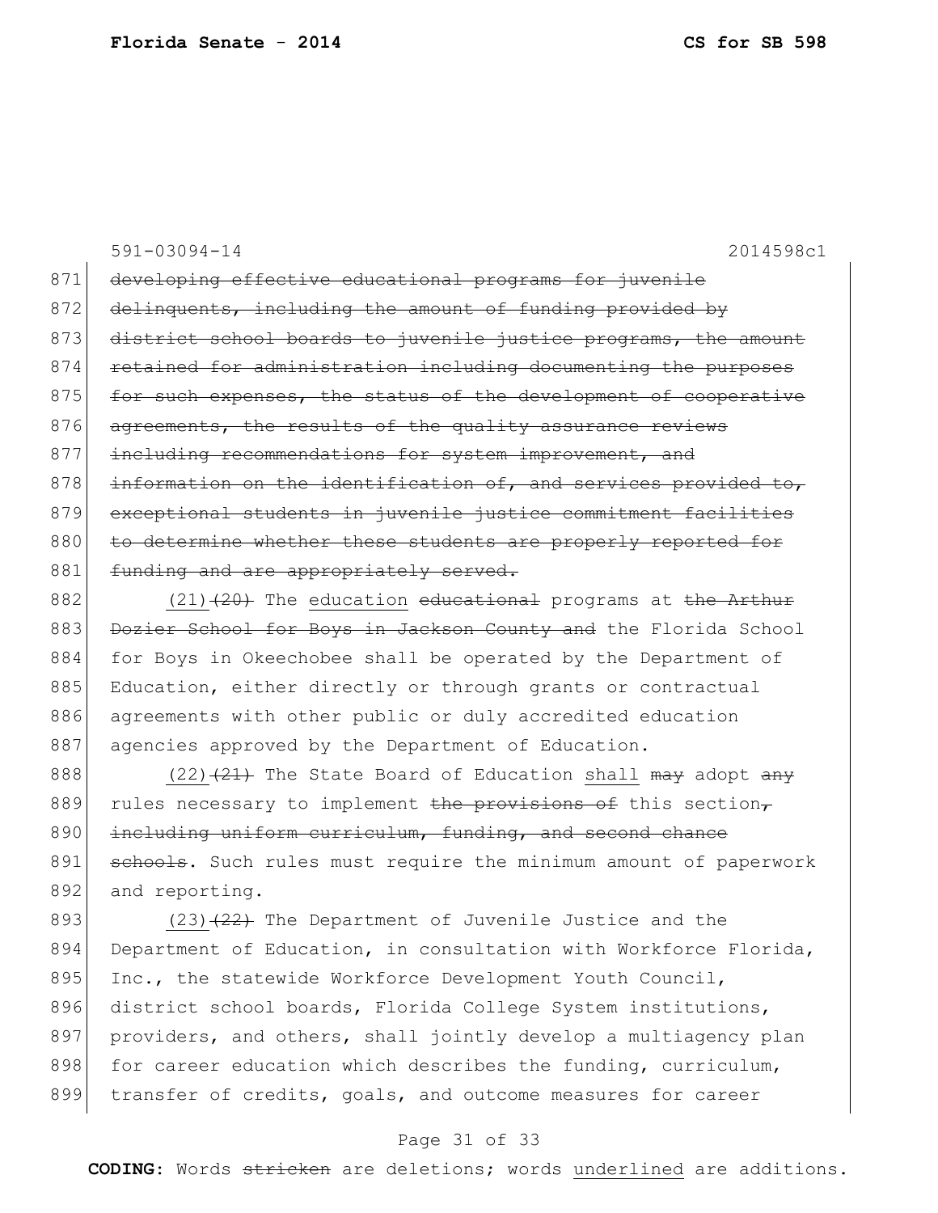871 ~~developing effective educational programs for juvenile~~
872 ~~delinquents, including the amount of funding provided by~~
873 ~~district school boards to juvenile justice programs, the amount~~
874 ~~retained for administration including documenting the purposes~~
875 ~~for such expenses, the status of the development of cooperative~~
876 ~~agreements, the results of the quality assurance reviews~~
877 ~~including recommendations for system improvement, and~~
878 ~~information on the identification of, and services provided to,~~
879 ~~exceptional students in juvenile justice commitment facilities~~
880 ~~to determine whether these students are properly reported for~~
881 ~~funding and are appropriately served.~~

882 <u>(21)</u>~~(20)~~ The <u>education</u> ~~educational~~ programs at ~~the Arthur~~
883 ~~Dozier School for Boys in Jackson County and~~ the Florida School
884 for Boys in Okeechobee shall be operated by the Department of
885 Education, either directly or through grants or contractual
886 agreements with other public or duly accredited education
887 agencies approved by the Department of Education.

888 <u>(22)</u>~~(21)~~ The State Board of Education <u>shall</u> ~~may~~ adopt ~~any~~
889 rules necessary to implement ~~the provisions of~~ this section~~,~~
890 ~~including uniform curriculum, funding, and second chance~~
891 ~~schools~~. Such rules must require the minimum amount of paperwork
892 and reporting.

893 <u>(23)</u>~~(22)~~ The Department of Juvenile Justice and the
894 Department of Education, in consultation with Workforce Florida,
895 Inc., the statewide Workforce Development Youth Council,
896 district school boards, Florida College System institutions,
897 providers, and others, shall jointly develop a multiagency plan
898 for career education which describes the funding, curriculum,
899 transfer of credits, goals, and outcome measures for career

**CODING:** Words ~~stricken~~ are deletions; words <u>underlined</u> are additions.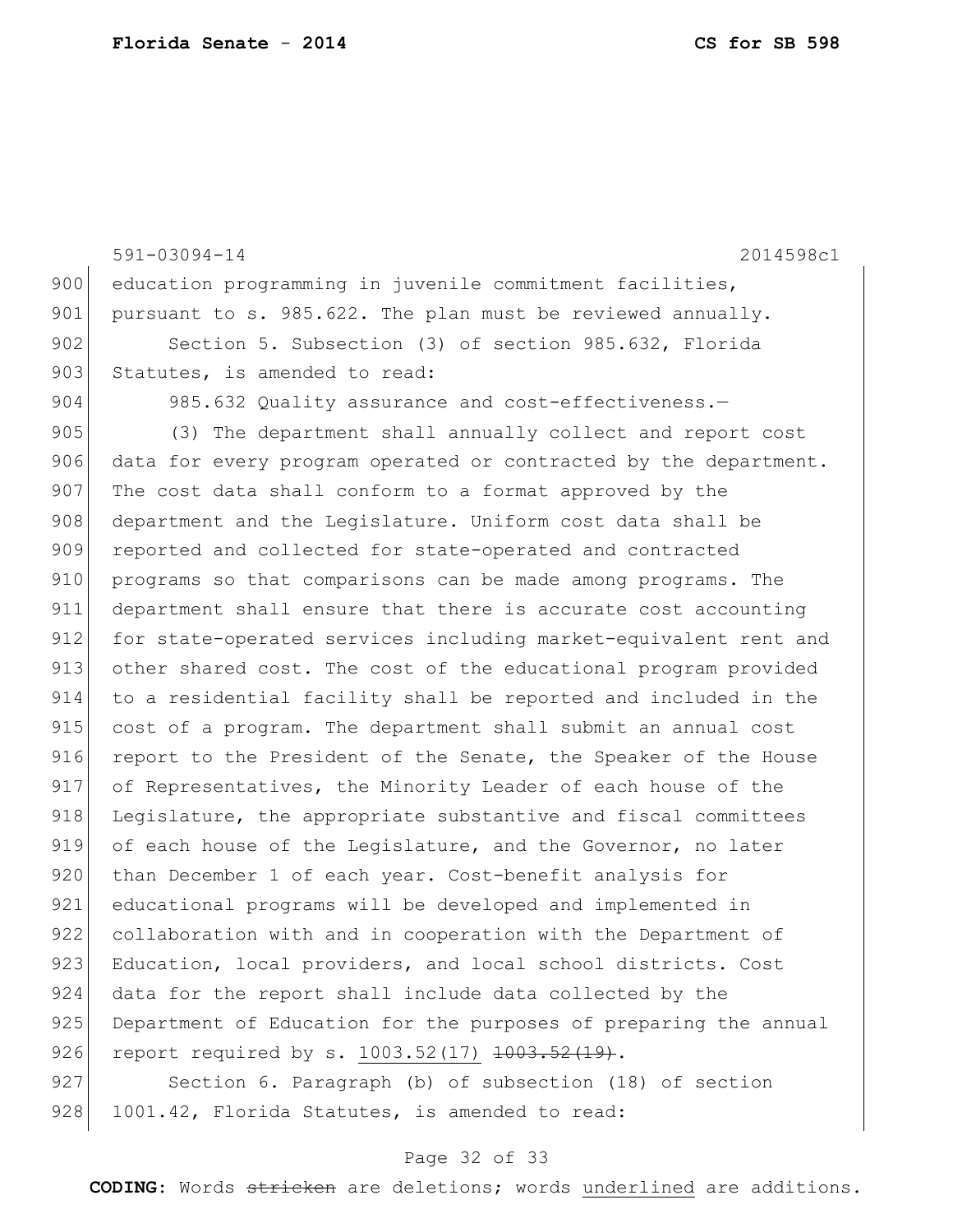education programming in juvenile commitment facilities, pursuant to s. 985.622. The plan must be reviewed annually.

Section 5. Subsection (3) of section 985.632, Florida Statutes, is amended to read:

985.632 Quality assurance and cost-effectiveness.—

(3) The department shall annually collect and report cost data for every program operated or contracted by the department. The cost data shall conform to a format approved by the department and the Legislature. Uniform cost data shall be reported and collected for state-operated and contracted programs so that comparisons can be made among programs. The department shall ensure that there is accurate cost accounting for state-operated services including market-equivalent rent and other shared cost. The cost of the educational program provided to a residential facility shall be reported and included in the cost of a program. The department shall submit an annual cost report to the President of the Senate, the Speaker of the House of Representatives, the Minority Leader of each house of the Legislature, the appropriate substantive and fiscal committees of each house of the Legislature, and the Governor, no later than December 1 of each year. Cost-benefit analysis for educational programs will be developed and implemented in collaboration with and in cooperation with the Department of Education, local providers, and local school districts. Cost data for the report shall include data collected by the Department of Education for the purposes of preparing the annual report required by s. <u>1003.52(17)</u> ~~1003.52(19)~~.

Section 6. Paragraph (b) of subsection (18) of section 1001.42, Florida Statutes, is amended to read: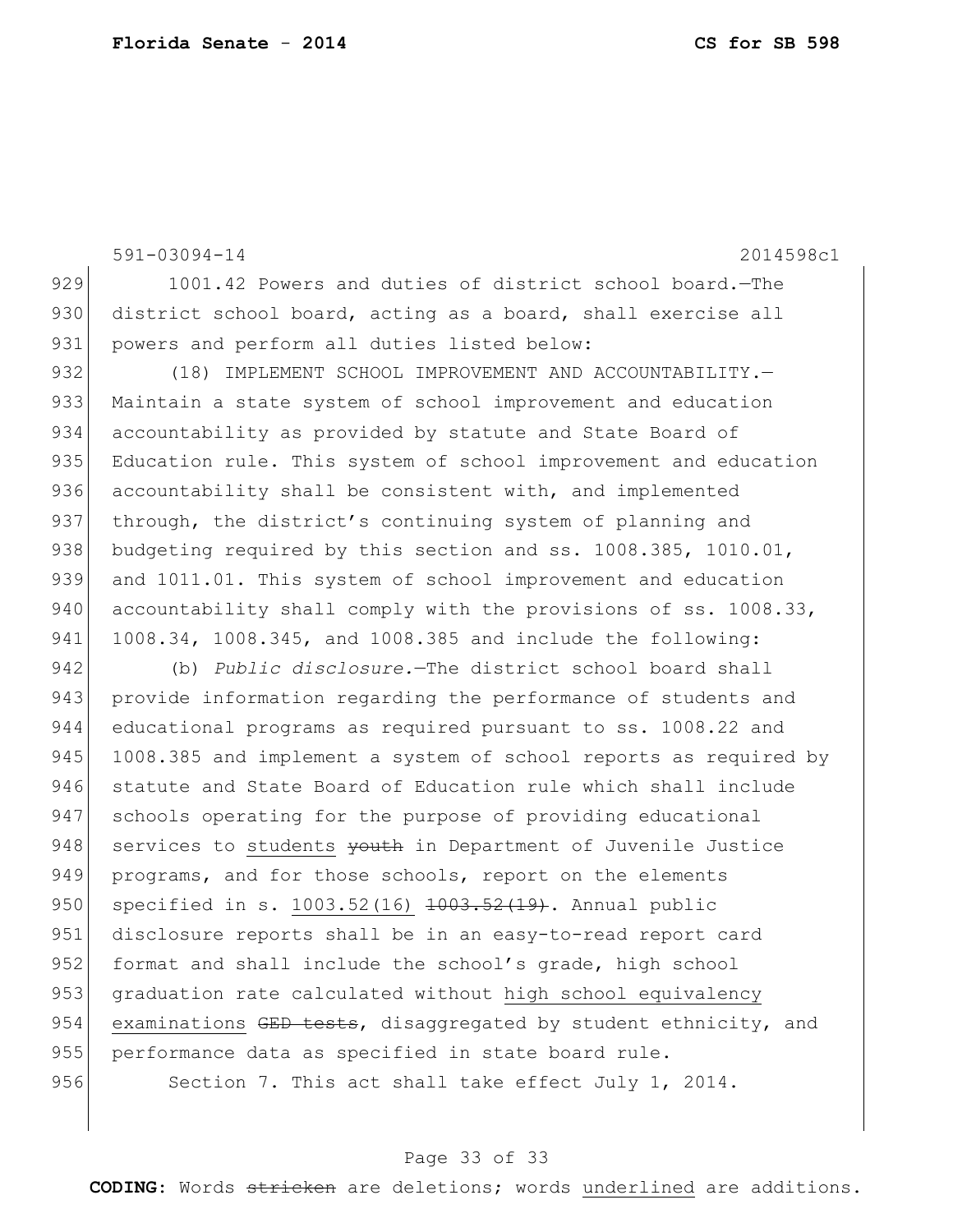1001.42 Powers and duties of district school board.—The district school board, acting as a board, shall exercise all powers and perform all duties listed below:

(18) IMPLEMENT SCHOOL IMPROVEMENT AND ACCOUNTABILITY.—Maintain a state system of school improvement and education accountability as provided by statute and State Board of Education rule. This system of school improvement and education accountability shall be consistent with, and implemented through, the district's continuing system of planning and budgeting required by this section and ss. 1008.385, 1010.01, and 1011.01. This system of school improvement and education accountability shall comply with the provisions of ss. 1008.33, 1008.34, 1008.345, and 1008.385 and include the following:

(b) *Public disclosure.*—The district school board shall provide information regarding the performance of students and educational programs as required pursuant to ss. 1008.22 and 1008.385 and implement a system of school reports as required by statute and State Board of Education rule which shall include schools operating for the purpose of providing educational services to <u>students</u> ~~youth~~ in Department of Juvenile Justice programs, and for those schools, report on the elements specified in s. <u>1003.52(16)</u> ~~1003.52(19)~~. Annual public disclosure reports shall be in an easy-to-read report card format and shall include the school's grade, high school graduation rate calculated without <u>high school equivalency examinations</u> ~~GED tests~~, disaggregated by student ethnicity, and performance data as specified in state board rule.

Section 7. This act shall take effect July 1, 2014.